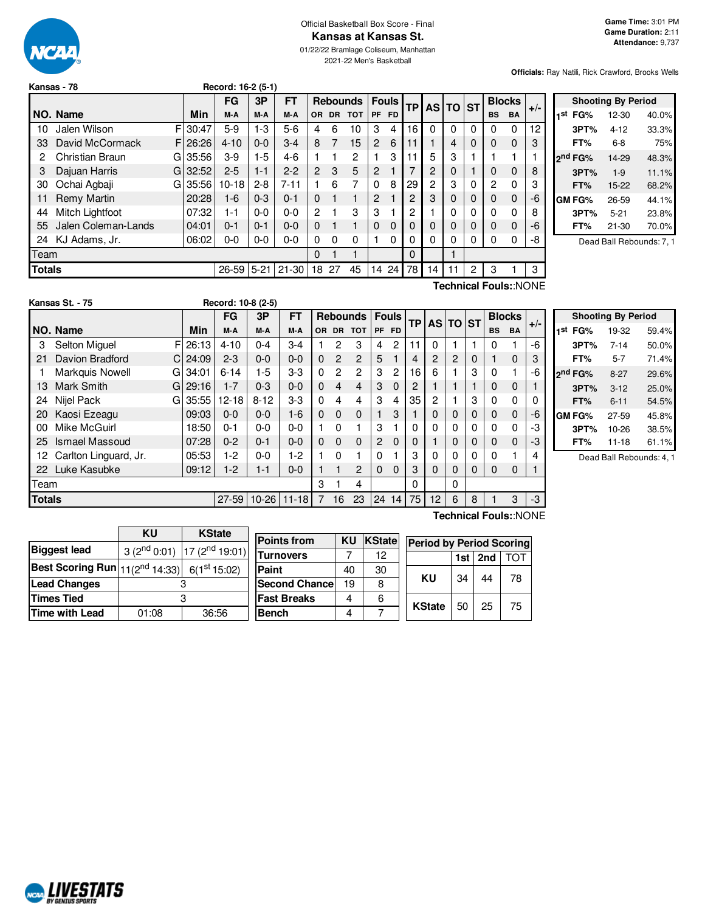Official Basketball Box Score - Final

# Kansas at Kansas St.

01/22/22 Bramlage Coliseum, Manhattan

2021-22 Men's Basketball

**Game Time:** 3:01 PM
**Game Duration:** 2:11
**Attendance:** 9,737

**Officials:** Ray Natili, Rick Crawford, Brooks Wells

## Kansas - 78 — Record: 16-2 (5-1)

| NO. | Name | | Min | FG M-A | 3P M-A | FT M-A | OR | DR | TOT | PF | FD | TP | AS | TO | ST | BS | BA | +/- |
|---|---|---|---|---|---|---|---|---|---|---|---|---|---|---|---|---|---|---|
| 10 | Jalen Wilson | F | 30:47 | 5-9 | 1-3 | 5-6 | 4 | 6 | 10 | 3 | 4 | 16 | 0 | 0 | 0 | 0 | 0 | 12 |
| 33 | David McCormack | F | 26:26 | 4-10 | 0-0 | 3-4 | 8 | 7 | 15 | 2 | 6 | 11 | 1 | 4 | 0 | 0 | 0 | 3 |
| 2 | Christian Braun | G | 35:56 | 3-9 | 1-5 | 4-6 | 1 | 1 | 2 | 1 | 3 | 11 | 5 | 3 | 1 | 1 | 1 | 1 |
| 3 | Dajuan Harris | G | 32:52 | 2-5 | 1-1 | 2-2 | 2 | 3 | 5 | 2 | 1 | 7 | 2 | 0 | 1 | 0 | 0 | 8 |
| 30 | Ochai Agbaji | G | 35:56 | 10-18 | 2-8 | 7-11 | 1 | 6 | 7 | 0 | 8 | 29 | 2 | 3 | 0 | 2 | 0 | 3 |
| 11 | Remy Martin | | 20:28 | 1-6 | 0-3 | 0-1 | 0 | 1 | 1 | 2 | 1 | 2 | 3 | 0 | 0 | 0 | 0 | -6 |
| 44 | Mitch Lightfoot | | 07:32 | 1-1 | 0-0 | 0-0 | 2 | 1 | 3 | 3 | 1 | 2 | 1 | 0 | 0 | 0 | 0 | 8 |
| 55 | Jalen Coleman-Lands | | 04:01 | 0-1 | 0-1 | 0-0 | 0 | 1 | 1 | 0 | 0 | 0 | 0 | 0 | 0 | 0 | 0 | -6 |
| 24 | KJ Adams, Jr. | | 06:02 | 0-0 | 0-0 | 0-0 | 0 | 0 | 0 | 1 | 0 | 0 | 0 | 0 | 0 | 0 | 0 | -8 |
| | Team | | | | | | 0 | 1 | 1 | | | 0 | | 1 | | | | |
| | **Totals** | | | 26-59 | 5-21 | 21-30 | 18 | 27 | 45 | 14 | 24 | 78 | 14 | 11 | 2 | 3 | 1 | 3 |

Technical Fouls::NONE

| Shooting By Period | | |
|---|---|---|
| 1st FG% | 12-30 | 40.0% |
| 3PT% | 4-12 | 33.3% |
| FT% | 6-8 | 75% |
| 2nd FG% | 14-29 | 48.3% |
| 3PT% | 1-9 | 11.1% |
| FT% | 15-22 | 68.2% |
| GM FG% | 26-59 | 44.1% |
| 3PT% | 5-21 | 23.8% |
| FT% | 21-30 | 70.0% |

Dead Ball Rebounds: 7, 1

## Kansas St. - 75 — Record: 10-8 (2-5)

| NO. | Name | | Min | FG M-A | 3P M-A | FT M-A | OR | DR | TOT | PF | FD | TP | AS | TO | ST | BS | BA | +/- |
|---|---|---|---|---|---|---|---|---|---|---|---|---|---|---|---|---|---|---|
| 3 | Selton Miguel | F | 26:13 | 4-10 | 0-4 | 3-4 | 1 | 2 | 3 | 4 | 2 | 11 | 0 | 1 | 1 | 0 | 1 | -6 |
| 21 | Davion Bradford | C | 24:09 | 2-3 | 0-0 | 0-0 | 0 | 2 | 2 | 5 | 1 | 4 | 2 | 2 | 0 | 1 | 0 | 3 |
| 1 | Markquis Nowell | G | 34:01 | 6-14 | 1-5 | 3-3 | 0 | 2 | 2 | 3 | 2 | 16 | 6 | 1 | 3 | 0 | 1 | -6 |
| 13 | Mark Smith | G | 29:16 | 1-7 | 0-3 | 0-0 | 0 | 4 | 4 | 3 | 0 | 2 | 1 | 1 | 1 | 0 | 0 | 1 |
| 24 | Nijel Pack | G | 35:55 | 12-18 | 8-12 | 3-3 | 0 | 4 | 4 | 3 | 4 | 35 | 2 | 1 | 3 | 0 | 0 | 0 |
| 20 | Kaosi Ezeagu | | 09:03 | 0-0 | 0-0 | 1-6 | 0 | 0 | 0 | 1 | 3 | 1 | 0 | 0 | 0 | 0 | 0 | -6 |
| 00 | Mike McGuirl | | 18:50 | 0-1 | 0-0 | 0-0 | 1 | 0 | 1 | 3 | 1 | 0 | 0 | 0 | 0 | 0 | 0 | -3 |
| 25 | Ismael Massoud | | 07:28 | 0-2 | 0-1 | 0-0 | 0 | 0 | 0 | 2 | 0 | 0 | 1 | 0 | 0 | 0 | 0 | -3 |
| 12 | Carlton Linguard, Jr. | | 05:53 | 1-2 | 0-0 | 1-2 | 1 | 0 | 1 | 0 | 1 | 3 | 0 | 0 | 0 | 0 | 1 | 4 |
| 22 | Luke Kasubke | | 09:12 | 1-2 | 1-1 | 0-0 | 1 | 1 | 2 | 0 | 0 | 3 | 0 | 0 | 0 | 0 | 0 | 1 |
| | Team | | | | | | 3 | 1 | 4 | | | 0 | | 0 | | | | |
| | **Totals** | | | 27-59 | 10-26 | 11-18 | 7 | 16 | 23 | 24 | 14 | 75 | 12 | 6 | 8 | 1 | 3 | -3 |

Technical Fouls::NONE

| Shooting By Period | | |
|---|---|---|
| 1st FG% | 19-32 | 59.4% |
| 3PT% | 7-14 | 50.0% |
| FT% | 5-7 | 71.4% |
| 2nd FG% | 8-27 | 29.6% |
| 3PT% | 3-12 | 25.0% |
| FT% | 6-11 | 54.5% |
| GM FG% | 27-59 | 45.8% |
| 3PT% | 10-26 | 38.5% |
| FT% | 11-18 | 61.1% |

Dead Ball Rebounds: 4, 1

| | KU | KState |
|---|---|---|
| Biggest lead | 3 (2nd 0:01) | 17 (2nd 19:01) |
| Best Scoring Run | 11(2nd 14:33) | 6(1st 15:02) |
| Lead Changes | 3 | |
| Times Tied | 3 | |
| Time with Lead | 01:08 | 36:56 |

| Points from | KU | KState |
|---|---|---|
| Turnovers | 7 | 12 |
| Paint | 40 | 30 |
| Second Chance | 19 | 8 |
| Fast Breaks | 4 | 6 |
| Bench | 4 | 7 |

| Period by Period Scoring | 1st | 2nd | TOT |
|---|---|---|---|
| KU | 34 | 44 | 78 |
| KState | 50 | 25 | 75 |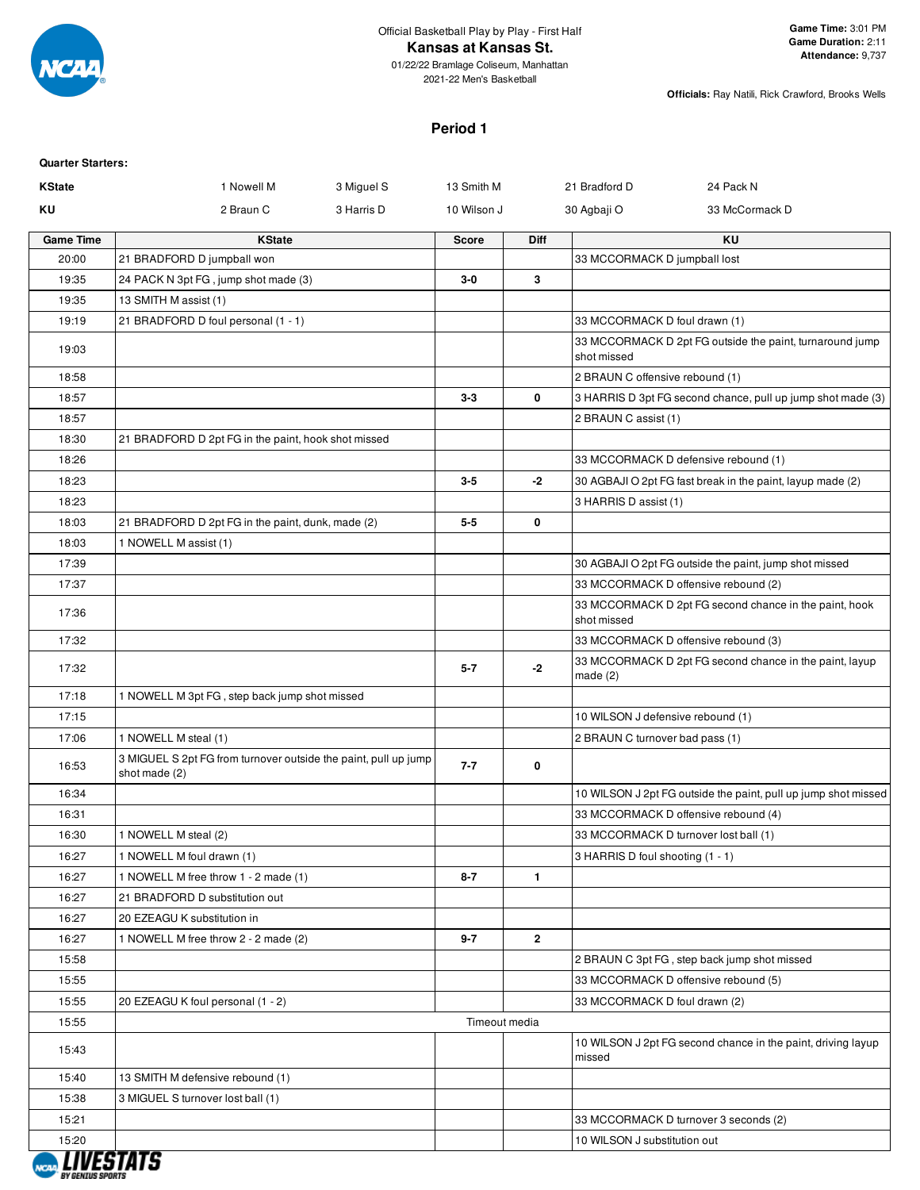Official Basketball Play by Play - First Half

# Kansas at Kansas St.

01/22/22 Bramlage Coliseum, Manhattan

2021-22 Men's Basketball

**Game Time:** 3:01 PM
**Game Duration:** 2:11
**Attendance:** 9,737

**Officials:** Ray Natili, Rick Crawford, Brooks Wells

## Period 1

**Quarter Starters:**

| | | | | | |
|---|---|---|---|---|---|
| **KState** | 1 Nowell M | 3 Miguel S | 13 Smith M | 21 Bradford D | 24 Pack N |
| **KU** | 2 Braun C | 3 Harris D | 10 Wilson J | 30 Agbaji O | 33 McCormack D |

| Game Time | KState | Score | Diff | KU |
|---|---|---|---|---|
| 20:00 | 21 BRADFORD D jumpball won | | | 33 MCCORMACK D jumpball lost |
| 19:35 | 24 PACK N 3pt FG , jump shot made (3) | 3-0 | 3 | |
| 19:35 | 13 SMITH M assist (1) | | | |
| 19:19 | 21 BRADFORD D foul personal (1 - 1) | | | 33 MCCORMACK D foul drawn (1) |
| 19:03 | | | | 33 MCCORMACK D 2pt FG outside the paint, turnaround jump shot missed |
| 18:58 | | | | 2 BRAUN C offensive rebound (1) |
| 18:57 | | 3-3 | 0 | 3 HARRIS D 3pt FG second chance, pull up jump shot made (3) |
| 18:57 | | | | 2 BRAUN C assist (1) |
| 18:30 | 21 BRADFORD D 2pt FG in the paint, hook shot missed | | | |
| 18:26 | | | | 33 MCCORMACK D defensive rebound (1) |
| 18:23 | | 3-5 | -2 | 30 AGBAJI O 2pt FG fast break in the paint, layup made (2) |
| 18:23 | | | | 3 HARRIS D assist (1) |
| 18:03 | 21 BRADFORD D 2pt FG in the paint, dunk, made (2) | 5-5 | 0 | |
| 18:03 | 1 NOWELL M assist (1) | | | |
| 17:39 | | | | 30 AGBAJI O 2pt FG outside the paint, jump shot missed |
| 17:37 | | | | 33 MCCORMACK D offensive rebound (2) |
| 17:36 | | | | 33 MCCORMACK D 2pt FG second chance in the paint, hook shot missed |
| 17:32 | | | | 33 MCCORMACK D offensive rebound (3) |
| 17:32 | | 5-7 | -2 | 33 MCCORMACK D 2pt FG second chance in the paint, layup made (2) |
| 17:18 | 1 NOWELL M 3pt FG , step back jump shot missed | | | |
| 17:15 | | | | 10 WILSON J defensive rebound (1) |
| 17:06 | 1 NOWELL M steal (1) | | | 2 BRAUN C turnover bad pass (1) |
| 16:53 | 3 MIGUEL S 2pt FG from turnover outside the paint, pull up jump shot made (2) | 7-7 | 0 | |
| 16:34 | | | | 10 WILSON J 2pt FG outside the paint, pull up jump shot missed |
| 16:31 | | | | 33 MCCORMACK D offensive rebound (4) |
| 16:30 | 1 NOWELL M steal (2) | | | 33 MCCORMACK D turnover lost ball (1) |
| 16:27 | 1 NOWELL M foul drawn (1) | | | 3 HARRIS D foul shooting (1 - 1) |
| 16:27 | 1 NOWELL M free throw 1 - 2 made (1) | 8-7 | 1 | |
| 16:27 | 21 BRADFORD D substitution out | | | |
| 16:27 | 20 EZEAGU K substitution in | | | |
| 16:27 | 1 NOWELL M free throw 2 - 2 made (2) | 9-7 | 2 | |
| 15:58 | | | | 2 BRAUN C 3pt FG , step back jump shot missed |
| 15:55 | | | | 33 MCCORMACK D offensive rebound (5) |
| 15:55 | 20 EZEAGU K foul personal (1 - 2) | | | 33 MCCORMACK D foul drawn (2) |
| 15:55 | Timeout media | | | |
| 15:43 | | | | 10 WILSON J 2pt FG second chance in the paint, driving layup missed |
| 15:40 | 13 SMITH M defensive rebound (1) | | | |
| 15:38 | 3 MIGUEL S turnover lost ball (1) | | | |
| 15:21 | | | | 33 MCCORMACK D turnover 3 seconds (2) |
| 15:20 | | | | 10 WILSON J substitution out |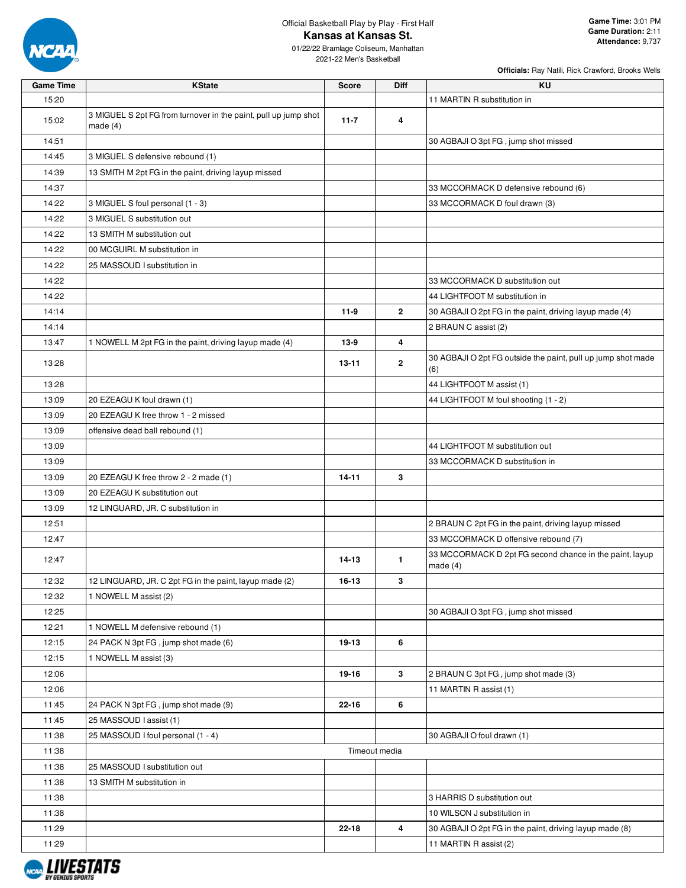Official Basketball Play by Play - First Half

# Kansas at Kansas St.

01/22/22 Bramlage Coliseum, Manhattan
2021-22 Men's Basketball

**Game Time:** 3:01 PM
**Game Duration:** 2:11
**Attendance:** 9,737

**Officials:** Ray Natili, Rick Crawford, Brooks Wells

| Game Time | KState | Score | Diff | KU |
|---|---|---|---|---|
| 15:20 | | | | 11 MARTIN R substitution in |
| 15:02 | 3 MIGUEL S 2pt FG from turnover in the paint, pull up jump shot made (4) | 11-7 | 4 | |
| 14:51 | | | | 30 AGBAJI O 3pt FG , jump shot missed |
| 14:45 | 3 MIGUEL S defensive rebound (1) | | | |
| 14:39 | 13 SMITH M 2pt FG in the paint, driving layup missed | | | |
| 14:37 | | | | 33 MCCORMACK D defensive rebound (6) |
| 14:22 | 3 MIGUEL S foul personal (1 - 3) | | | 33 MCCORMACK D foul drawn (3) |
| 14:22 | 3 MIGUEL S substitution out | | | |
| 14:22 | 13 SMITH M substitution out | | | |
| 14:22 | 00 MCGUIRL M substitution in | | | |
| 14:22 | 25 MASSOUD I substitution in | | | |
| 14:22 | | | | 33 MCCORMACK D substitution out |
| 14:22 | | | | 44 LIGHTFOOT M substitution in |
| 14:14 | | 11-9 | 2 | 30 AGBAJI O 2pt FG in the paint, driving layup made (4) |
| 14:14 | | | | 2 BRAUN C assist (2) |
| 13:47 | 1 NOWELL M 2pt FG in the paint, driving layup made (4) | 13-9 | 4 | |
| 13:28 | | 13-11 | 2 | 30 AGBAJI O 2pt FG outside the paint, pull up jump shot made (6) |
| 13:28 | | | | 44 LIGHTFOOT M assist (1) |
| 13:09 | 20 EZEAGU K foul drawn (1) | | | 44 LIGHTFOOT M foul shooting (1 - 2) |
| 13:09 | 20 EZEAGU K free throw 1 - 2 missed | | | |
| 13:09 | offensive dead ball rebound (1) | | | |
| 13:09 | | | | 44 LIGHTFOOT M substitution out |
| 13:09 | | | | 33 MCCORMACK D substitution in |
| 13:09 | 20 EZEAGU K free throw 2 - 2 made (1) | 14-11 | 3 | |
| 13:09 | 20 EZEAGU K substitution out | | | |
| 13:09 | 12 LINGUARD, JR. C substitution in | | | |
| 12:51 | | | | 2 BRAUN C 2pt FG in the paint, driving layup missed |
| 12:47 | | | | 33 MCCORMACK D offensive rebound (7) |
| 12:47 | | 14-13 | 1 | 33 MCCORMACK D 2pt FG second chance in the paint, layup made (4) |
| 12:32 | 12 LINGUARD, JR. C 2pt FG in the paint, layup made (2) | 16-13 | 3 | |
| 12:32 | 1 NOWELL M assist (2) | | | |
| 12:25 | | | | 30 AGBAJI O 3pt FG , jump shot missed |
| 12:21 | 1 NOWELL M defensive rebound (1) | | | |
| 12:15 | 24 PACK N 3pt FG , jump shot made (6) | 19-13 | 6 | |
| 12:15 | 1 NOWELL M assist (3) | | | |
| 12:06 | | 19-16 | 3 | 2 BRAUN C 3pt FG , jump shot made (3) |
| 12:06 | | | | 11 MARTIN R assist (1) |
| 11:45 | 24 PACK N 3pt FG , jump shot made (9) | 22-16 | 6 | |
| 11:45 | 25 MASSOUD I assist (1) | | | |
| 11:38 | 25 MASSOUD I foul personal (1 - 4) | | | 30 AGBAJI O foul drawn (1) |
| 11:38 | | Timeout media | | |
| 11:38 | 25 MASSOUD I substitution out | | | |
| 11:38 | 13 SMITH M substitution in | | | |
| 11:38 | | | | 3 HARRIS D substitution out |
| 11:38 | | | | 10 WILSON J substitution in |
| 11:29 | | 22-18 | 4 | 30 AGBAJI O 2pt FG in the paint, driving layup made (8) |
| 11:29 | | | | 11 MARTIN R assist (2) |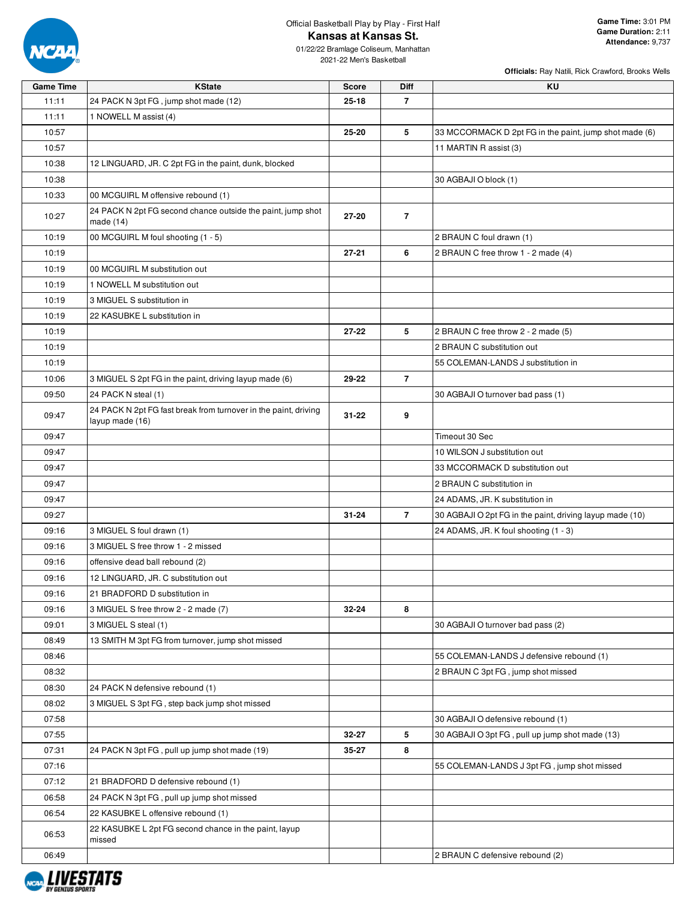Official Basketball Play by Play - First Half

# Kansas at Kansas St.

01/22/22 Bramlage Coliseum, Manhattan
2021-22 Men's Basketball

**Game Time:** 3:01 PM
**Game Duration:** 2:11
**Attendance:** 9,737

**Officials:** Ray Natili, Rick Crawford, Brooks Wells

| Game Time | KState | Score | Diff | KU |
|---|---|---|---|---|
| 11:11 | 24 PACK N 3pt FG , jump shot made (12) | 25-18 | 7 | |
| 11:11 | 1 NOWELL M assist (4) | | | |
| 10:57 | | 25-20 | 5 | 33 MCCORMACK D 2pt FG in the paint, jump shot made (6) |
| 10:57 | | | | 11 MARTIN R assist (3) |
| 10:38 | 12 LINGUARD, JR. C 2pt FG in the paint, dunk, blocked | | | |
| 10:38 | | | | 30 AGBAJI O block (1) |
| 10:33 | 00 MCGUIRL M offensive rebound (1) | | | |
| 10:27 | 24 PACK N 2pt FG second chance outside the paint, jump shot made (14) | 27-20 | 7 | |
| 10:19 | 00 MCGUIRL M foul shooting (1 - 5) | | | 2 BRAUN C foul drawn (1) |
| 10:19 | | 27-21 | 6 | 2 BRAUN C free throw 1 - 2 made (4) |
| 10:19 | 00 MCGUIRL M substitution out | | | |
| 10:19 | 1 NOWELL M substitution out | | | |
| 10:19 | 3 MIGUEL S substitution in | | | |
| 10:19 | 22 KASUBKE L substitution in | | | |
| 10:19 | | 27-22 | 5 | 2 BRAUN C free throw 2 - 2 made (5) |
| 10:19 | | | | 2 BRAUN C substitution out |
| 10:19 | | | | 55 COLEMAN-LANDS J substitution in |
| 10:06 | 3 MIGUEL S 2pt FG in the paint, driving layup made (6) | 29-22 | 7 | |
| 09:50 | 24 PACK N steal (1) | | | 30 AGBAJI O turnover bad pass (1) |
| 09:47 | 24 PACK N 2pt FG fast break from turnover in the paint, driving layup made (16) | 31-22 | 9 | |
| 09:47 | | | | Timeout 30 Sec |
| 09:47 | | | | 10 WILSON J substitution out |
| 09:47 | | | | 33 MCCORMACK D substitution out |
| 09:47 | | | | 2 BRAUN C substitution in |
| 09:47 | | | | 24 ADAMS, JR. K substitution in |
| 09:27 | | 31-24 | 7 | 30 AGBAJI O 2pt FG in the paint, driving layup made (10) |
| 09:16 | 3 MIGUEL S foul drawn (1) | | | 24 ADAMS, JR. K foul shooting (1 - 3) |
| 09:16 | 3 MIGUEL S free throw 1 - 2 missed | | | |
| 09:16 | offensive dead ball rebound (2) | | | |
| 09:16 | 12 LINGUARD, JR. C substitution out | | | |
| 09:16 | 21 BRADFORD D substitution in | | | |
| 09:16 | 3 MIGUEL S free throw 2 - 2 made (7) | 32-24 | 8 | |
| 09:01 | 3 MIGUEL S steal (1) | | | 30 AGBAJI O turnover bad pass (2) |
| 08:49 | 13 SMITH M 3pt FG from turnover, jump shot missed | | | |
| 08:46 | | | | 55 COLEMAN-LANDS J defensive rebound (1) |
| 08:32 | | | | 2 BRAUN C 3pt FG , jump shot missed |
| 08:30 | 24 PACK N defensive rebound (1) | | | |
| 08:02 | 3 MIGUEL S 3pt FG , step back jump shot missed | | | |
| 07:58 | | | | 30 AGBAJI O defensive rebound (1) |
| 07:55 | | 32-27 | 5 | 30 AGBAJI O 3pt FG , pull up jump shot made (13) |
| 07:31 | 24 PACK N 3pt FG , pull up jump shot made (19) | 35-27 | 8 | |
| 07:16 | | | | 55 COLEMAN-LANDS J 3pt FG , jump shot missed |
| 07:12 | 21 BRADFORD D defensive rebound (1) | | | |
| 06:58 | 24 PACK N 3pt FG , pull up jump shot missed | | | |
| 06:54 | 22 KASUBKE L offensive rebound (1) | | | |
| 06:53 | 22 KASUBKE L 2pt FG second chance in the paint, layup missed | | | |
| 06:49 | | | | 2 BRAUN C defensive rebound (2) |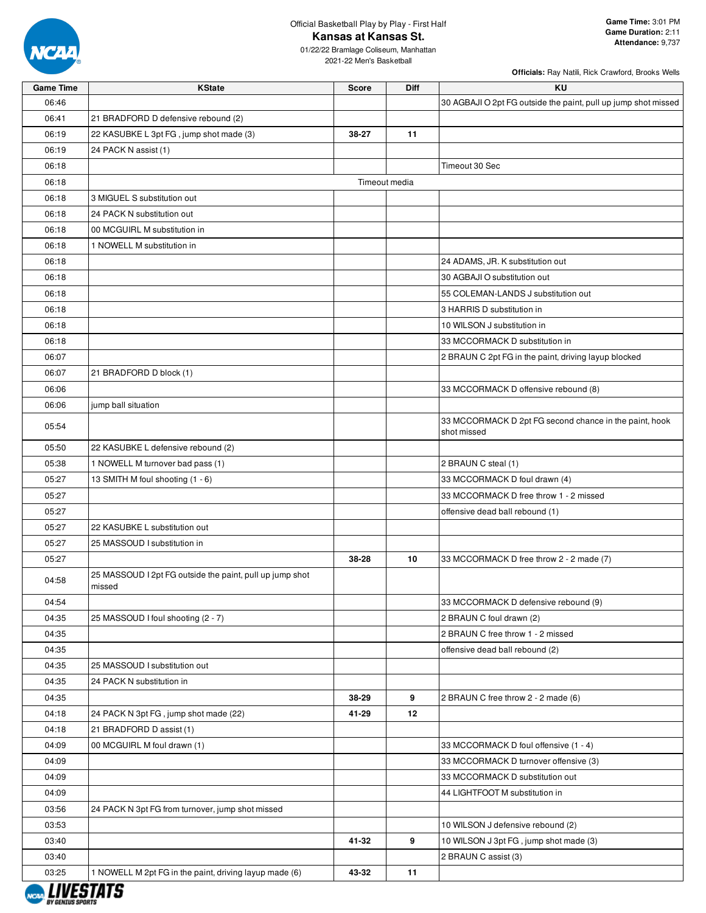Official Basketball Play by Play - First Half

# Kansas at Kansas St.

01/22/22 Bramlage Coliseum, Manhattan
2021-22 Men's Basketball

**Game Time:** 3:01 PM
**Game Duration:** 2:11
**Attendance:** 9,737

**Officials:** Ray Natili, Rick Crawford, Brooks Wells

| Game Time | KState | Score | Diff | KU |
|---|---|---|---|---|
| 06:46 | | | | 30 AGBAJI O 2pt FG outside the paint, pull up jump shot missed |
| 06:41 | 21 BRADFORD D defensive rebound (2) | | | |
| 06:19 | 22 KASUBKE L 3pt FG , jump shot made (3) | 38-27 | 11 | |
| 06:19 | 24 PACK N assist (1) | | | |
| 06:18 | | | | Timeout 30 Sec |
| 06:18 | Timeout media | | | |
| 06:18 | 3 MIGUEL S substitution out | | | |
| 06:18 | 24 PACK N substitution out | | | |
| 06:18 | 00 MCGUIRL M substitution in | | | |
| 06:18 | 1 NOWELL M substitution in | | | |
| 06:18 | | | | 24 ADAMS, JR. K substitution out |
| 06:18 | | | | 30 AGBAJI O substitution out |
| 06:18 | | | | 55 COLEMAN-LANDS J substitution out |
| 06:18 | | | | 3 HARRIS D substitution in |
| 06:18 | | | | 10 WILSON J substitution in |
| 06:18 | | | | 33 MCCORMACK D substitution in |
| 06:07 | | | | 2 BRAUN C 2pt FG in the paint, driving layup blocked |
| 06:07 | 21 BRADFORD D block (1) | | | |
| 06:06 | | | | 33 MCCORMACK D offensive rebound (8) |
| 06:06 | jump ball situation | | | |
| 05:54 | | | | 33 MCCORMACK D 2pt FG second chance in the paint, hook shot missed |
| 05:50 | 22 KASUBKE L defensive rebound (2) | | | |
| 05:38 | 1 NOWELL M turnover bad pass (1) | | | 2 BRAUN C steal (1) |
| 05:27 | 13 SMITH M foul shooting (1 - 6) | | | 33 MCCORMACK D foul drawn (4) |
| 05:27 | | | | 33 MCCORMACK D free throw 1 - 2 missed |
| 05:27 | | | | offensive dead ball rebound (1) |
| 05:27 | 22 KASUBKE L substitution out | | | |
| 05:27 | 25 MASSOUD I substitution in | | | |
| 05:27 | | 38-28 | 10 | 33 MCCORMACK D free throw 2 - 2 made (7) |
| 04:58 | 25 MASSOUD I 2pt FG outside the paint, pull up jump shot missed | | | |
| 04:54 | | | | 33 MCCORMACK D defensive rebound (9) |
| 04:35 | 25 MASSOUD I foul shooting (2 - 7) | | | 2 BRAUN C foul drawn (2) |
| 04:35 | | | | 2 BRAUN C free throw 1 - 2 missed |
| 04:35 | | | | offensive dead ball rebound (2) |
| 04:35 | 25 MASSOUD I substitution out | | | |
| 04:35 | 24 PACK N substitution in | | | |
| 04:35 | | 38-29 | 9 | 2 BRAUN C free throw 2 - 2 made (6) |
| 04:18 | 24 PACK N 3pt FG , jump shot made (22) | 41-29 | 12 | |
| 04:18 | 21 BRADFORD D assist (1) | | | |
| 04:09 | 00 MCGUIRL M foul drawn (1) | | | 33 MCCORMACK D foul offensive (1 - 4) |
| 04:09 | | | | 33 MCCORMACK D turnover offensive (3) |
| 04:09 | | | | 33 MCCORMACK D substitution out |
| 04:09 | | | | 44 LIGHTFOOT M substitution in |
| 03:56 | 24 PACK N 3pt FG from turnover, jump shot missed | | | |
| 03:53 | | | | 10 WILSON J defensive rebound (2) |
| 03:40 | | 41-32 | 9 | 10 WILSON J 3pt FG , jump shot made (3) |
| 03:40 | | | | 2 BRAUN C assist (3) |
| 03:25 | 1 NOWELL M 2pt FG in the paint, driving layup made (6) | 43-32 | 11 | |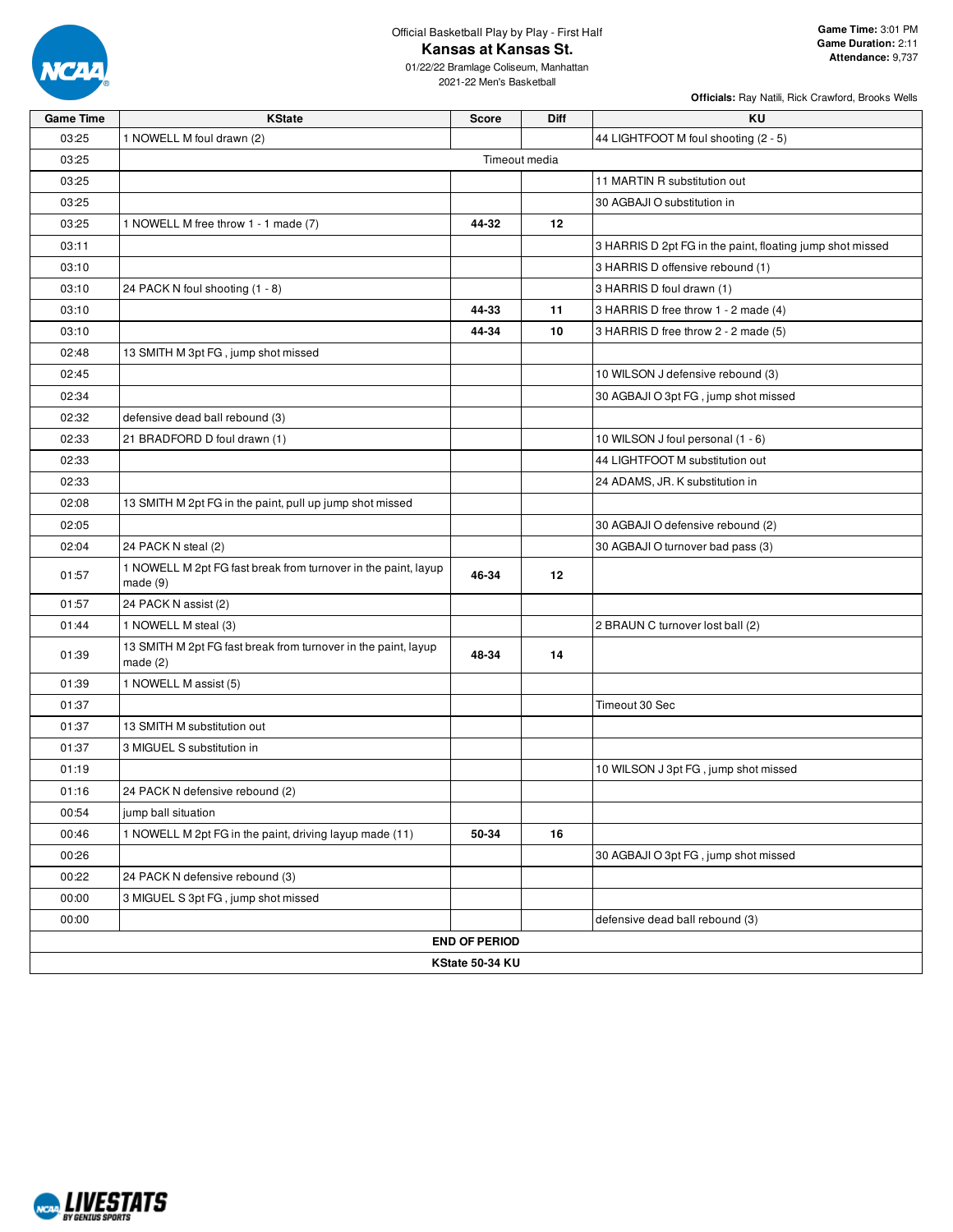Official Basketball Play by Play - First Half

# Kansas at Kansas St.

01/22/22 Bramlage Coliseum, Manhattan
2021-22 Men's Basketball

**Game Time:** 3:01 PM
**Game Duration:** 2:11
**Attendance:** 9,737

**Officials:** Ray Natili, Rick Crawford, Brooks Wells

| Game Time | KState | Score | Diff | KU |
|---|---|---|---|---|
| 03:25 | 1 NOWELL M foul drawn (2) | | | 44 LIGHTFOOT M foul shooting (2 - 5) |
| 03:25 | Timeout media | | | |
| 03:25 | | | | 11 MARTIN R substitution out |
| 03:25 | | | | 30 AGBAJI O substitution in |
| 03:25 | 1 NOWELL M free throw 1 - 1 made (7) | 44-32 | 12 | |
| 03:11 | | | | 3 HARRIS D 2pt FG in the paint, floating jump shot missed |
| 03:10 | | | | 3 HARRIS D offensive rebound (1) |
| 03:10 | 24 PACK N foul shooting (1 - 8) | | | 3 HARRIS D foul drawn (1) |
| 03:10 | | 44-33 | 11 | 3 HARRIS D free throw 1 - 2 made (4) |
| 03:10 | | 44-34 | 10 | 3 HARRIS D free throw 2 - 2 made (5) |
| 02:48 | 13 SMITH M 3pt FG , jump shot missed | | | |
| 02:45 | | | | 10 WILSON J defensive rebound (3) |
| 02:34 | | | | 30 AGBAJI O 3pt FG , jump shot missed |
| 02:32 | defensive dead ball rebound (3) | | | |
| 02:33 | 21 BRADFORD D foul drawn (1) | | | 10 WILSON J foul personal (1 - 6) |
| 02:33 | | | | 44 LIGHTFOOT M substitution out |
| 02:33 | | | | 24 ADAMS, JR. K substitution in |
| 02:08 | 13 SMITH M 2pt FG in the paint, pull up jump shot missed | | | |
| 02:05 | | | | 30 AGBAJI O defensive rebound (2) |
| 02:04 | 24 PACK N steal (2) | | | 30 AGBAJI O turnover bad pass (3) |
| 01:57 | 1 NOWELL M 2pt FG fast break from turnover in the paint, layup made (9) | 46-34 | 12 | |
| 01:57 | 24 PACK N assist (2) | | | |
| 01:44 | 1 NOWELL M steal (3) | | | 2 BRAUN C turnover lost ball (2) |
| 01:39 | 13 SMITH M 2pt FG fast break from turnover in the paint, layup made (2) | 48-34 | 14 | |
| 01:39 | 1 NOWELL M assist (5) | | | |
| 01:37 | | | | Timeout 30 Sec |
| 01:37 | 13 SMITH M substitution out | | | |
| 01:37 | 3 MIGUEL S substitution in | | | |
| 01:19 | | | | 10 WILSON J 3pt FG , jump shot missed |
| 01:16 | 24 PACK N defensive rebound (2) | | | |
| 00:54 | jump ball situation | | | |
| 00:46 | 1 NOWELL M 2pt FG in the paint, driving layup made (11) | 50-34 | 16 | |
| 00:26 | | | | 30 AGBAJI O 3pt FG , jump shot missed |
| 00:22 | 24 PACK N defensive rebound (3) | | | |
| 00:00 | 3 MIGUEL S 3pt FG , jump shot missed | | | |
| 00:00 | | | | defensive dead ball rebound (3) |
| END OF PERIOD | | | | |
| KState 50-34 KU | | | | |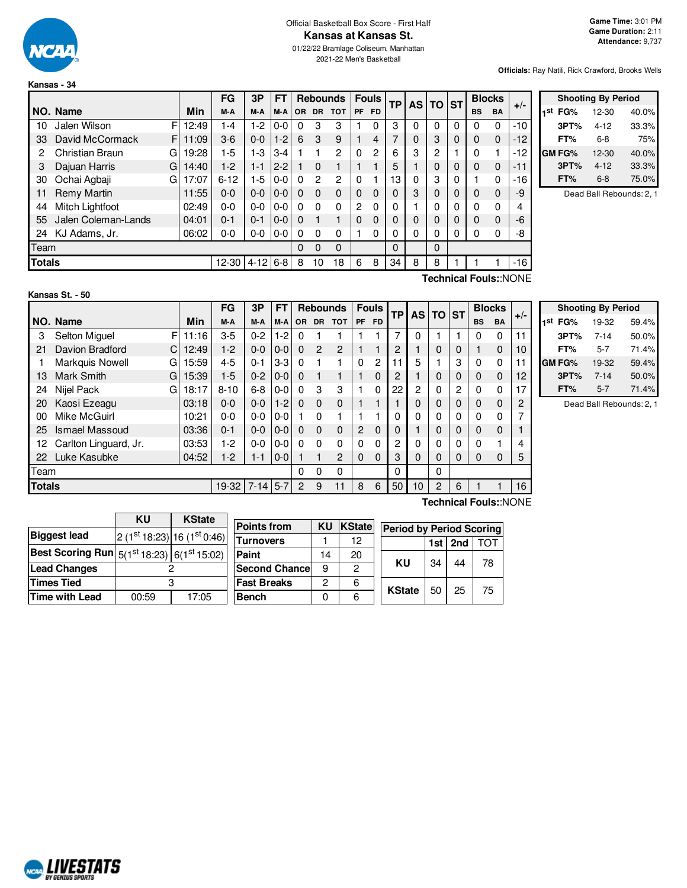Official Basketball Box Score - First Half

# Kansas at Kansas St.

01/22/22 Bramlage Coliseum, Manhattan
2021-22 Men's Basketball

**Game Time:** 3:01 PM
**Game Duration:** 2:11
**Attendance:** 9,737

**Officials:** Ray Natili, Rick Crawford, Brooks Wells

## Kansas - 34

| NO. | Name | | Min | FG M-A | 3P M-A | FT M-A | Rebounds OR | DR | TOT | Fouls PF | FD | TP | AS | TO | ST | Blocks BS | BA | +/- |
|---|---|---|---|---|---|---|---|---|---|---|---|---|---|---|---|---|---|---|
| 10 | Jalen Wilson | F | 12:49 | 1-4 | 1-2 | 0-0 | 0 | 3 | 3 | 1 | 0 | 3 | 0 | 0 | 0 | 0 | 0 | -10 |
| 33 | David McCormack | F | 11:09 | 3-6 | 0-0 | 1-2 | 6 | 3 | 9 | 1 | 4 | 7 | 0 | 3 | 0 | 0 | 0 | -12 |
| 2 | Christian Braun | G | 19:28 | 1-5 | 1-3 | 3-4 | 1 | 1 | 2 | 0 | 2 | 6 | 3 | 2 | 1 | 0 | 1 | -12 |
| 3 | Dajuan Harris | G | 14:40 | 1-2 | 1-1 | 2-2 | 1 | 0 | 1 | 1 | 1 | 5 | 1 | 0 | 0 | 0 | 0 | -11 |
| 30 | Ochai Agbaji | G | 17:07 | 6-12 | 1-5 | 0-0 | 0 | 2 | 2 | 0 | 1 | 13 | 0 | 3 | 0 | 1 | 0 | -16 |
| 11 | Remy Martin | | 11:55 | 0-0 | 0-0 | 0-0 | 0 | 0 | 0 | 0 | 0 | 0 | 3 | 0 | 0 | 0 | 0 | -9 |
| 44 | Mitch Lightfoot | | 02:49 | 0-0 | 0-0 | 0-0 | 0 | 0 | 0 | 2 | 0 | 0 | 1 | 0 | 0 | 0 | 0 | 4 |
| 55 | Jalen Coleman-Lands | | 04:01 | 0-1 | 0-1 | 0-0 | 0 | 1 | 1 | 0 | 0 | 0 | 0 | 0 | 0 | 0 | 0 | -6 |
| 24 | KJ Adams, Jr. | | 06:02 | 0-0 | 0-0 | 0-0 | 0 | 0 | 0 | 1 | 0 | 0 | 0 | 0 | 0 | 0 | 0 | -8 |
| | Team | | | | | | 0 | 0 | 0 | | | 0 | | 0 | | | | |
| | **Totals** | | | 12-30 | 4-12 | 6-8 | 8 | 10 | 18 | 6 | 8 | 34 | 8 | 8 | 1 | 1 | 1 | -16 |

Technical Fouls::NONE

| Shooting By Period | | |
|---|---|---|
| 1st FG% | 12-30 | 40.0% |
| 3PT% | 4-12 | 33.3% |
| FT% | 6-8 | 75% |
| GM FG% | 12-30 | 40.0% |
| 3PT% | 4-12 | 33.3% |
| FT% | 6-8 | 75.0% |

Dead Ball Rebounds: 2, 1

## Kansas St. - 50

| NO. | Name | | Min | FG M-A | 3P M-A | FT M-A | Rebounds OR | DR | TOT | Fouls PF | FD | TP | AS | TO | ST | Blocks BS | BA | +/- |
|---|---|---|---|---|---|---|---|---|---|---|---|---|---|---|---|---|---|---|
| 3 | Selton Miguel | F | 11:16 | 3-5 | 0-2 | 1-2 | 0 | 1 | 1 | 1 | 1 | 7 | 0 | 1 | 1 | 0 | 0 | 11 |
| 21 | Davion Bradford | C | 12:49 | 1-2 | 0-0 | 0-0 | 0 | 2 | 2 | 1 | 1 | 2 | 1 | 0 | 0 | 1 | 0 | 10 |
| 1 | Markquis Nowell | G | 15:59 | 4-5 | 0-1 | 3-3 | 0 | 1 | 1 | 0 | 2 | 11 | 5 | 1 | 3 | 0 | 0 | 11 |
| 13 | Mark Smith | G | 15:39 | 1-5 | 0-2 | 0-0 | 0 | 1 | 1 | 1 | 0 | 2 | 1 | 0 | 0 | 0 | 0 | 12 |
| 24 | Nijel Pack | G | 18:17 | 8-10 | 6-8 | 0-0 | 0 | 3 | 3 | 1 | 0 | 22 | 2 | 0 | 2 | 0 | 0 | 17 |
| 20 | Kaosi Ezeagu | | 03:18 | 0-0 | 0-0 | 1-2 | 0 | 0 | 0 | 1 | 1 | 1 | 0 | 0 | 0 | 0 | 0 | 2 |
| 00 | Mike McGuirl | | 10:21 | 0-0 | 0-0 | 0-0 | 1 | 0 | 1 | 1 | 1 | 0 | 0 | 0 | 0 | 0 | 0 | 7 |
| 25 | Ismael Massoud | | 03:36 | 0-1 | 0-0 | 0-0 | 0 | 0 | 0 | 2 | 0 | 0 | 1 | 0 | 0 | 0 | 0 | 1 |
| 12 | Carlton Linguard, Jr. | | 03:53 | 1-2 | 0-0 | 0-0 | 0 | 0 | 0 | 0 | 0 | 2 | 0 | 0 | 0 | 0 | 1 | 4 |
| 22 | Luke Kasubke | | 04:52 | 1-2 | 1-1 | 0-0 | 1 | 1 | 2 | 0 | 0 | 3 | 0 | 0 | 0 | 0 | 0 | 5 |
| | Team | | | | | | 0 | 0 | 0 | | | 0 | | 0 | | | | |
| | **Totals** | | | 19-32 | 7-14 | 5-7 | 2 | 9 | 11 | 8 | 6 | 50 | 10 | 2 | 6 | 1 | 1 | 16 |

Technical Fouls::NONE

| Shooting By Period | | |
|---|---|---|
| 1st FG% | 19-32 | 59.4% |
| 3PT% | 7-14 | 50.0% |
| FT% | 5-7 | 71.4% |
| GM FG% | 19-32 | 59.4% |
| 3PT% | 7-14 | 50.0% |
| FT% | 5-7 | 71.4% |

Dead Ball Rebounds: 2, 1

| | KU | KState |
|---|---|---|
| Biggest lead | 2 (1st 18:23) | 16 (1st 0:46) |
| Best Scoring Run | 5(1st 18:23) | 6(1st 15:02) |
| Lead Changes | 2 | |
| Times Tied | 3 | |
| Time with Lead | 00:59 | 17:05 |

| Points from | KU | KState |
|---|---|---|
| Turnovers | 1 | 12 |
| Paint | 14 | 20 |
| Second Chance | 9 | 2 |
| Fast Breaks | 2 | 6 |
| Bench | 0 | 6 |

| Period by Period Scoring | 1st | 2nd | TOT |
|---|---|---|---|
| KU | 34 | 44 | 78 |
| KState | 50 | 25 | 75 |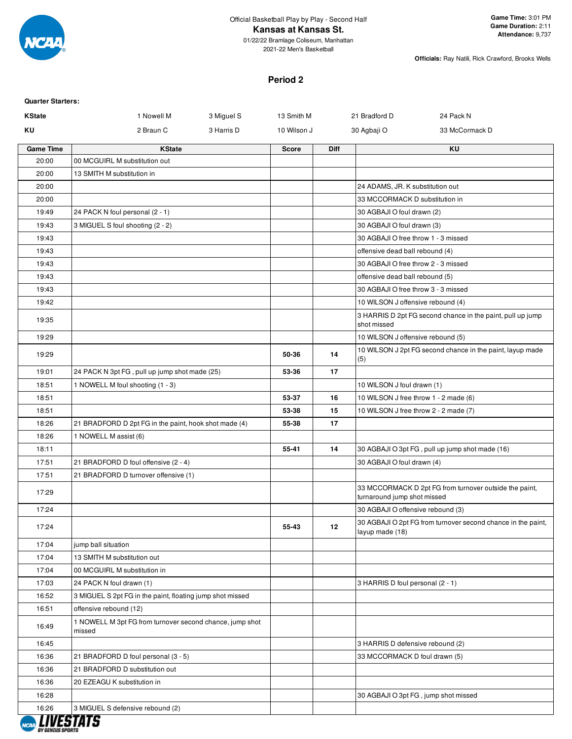Official Basketball Play by Play - Second Half

## Kansas at Kansas St.

01/22/22 Bramlage Coliseum, Manhattan

2021-22 Men's Basketball

**Game Time:** 3:01 PM
**Game Duration:** 2:11
**Attendance:** 9,737

**Officials:** Ray Natili, Rick Crawford, Brooks Wells

### Period 2

**Quarter Starters:**

| | | | | | |
|---|---|---|---|---|---|
| **KState** | 1 Nowell M | 3 Miguel S | 13 Smith M | 21 Bradford D | 24 Pack N |
| **KU** | 2 Braun C | 3 Harris D | 10 Wilson J | 30 Agbaji O | 33 McCormack D |

| Game Time | KState | Score | Diff | KU |
|---|---|---|---|---|
| 20:00 | 00 MCGUIRL M substitution out | | | |
| 20:00 | 13 SMITH M substitution in | | | |
| 20:00 | | | | 24 ADAMS, JR. K substitution out |
| 20:00 | | | | 33 MCCORMACK D substitution in |
| 19:49 | 24 PACK N foul personal (2 - 1) | | | 30 AGBAJI O foul drawn (2) |
| 19:43 | 3 MIGUEL S foul shooting (2 - 2) | | | 30 AGBAJI O foul drawn (3) |
| 19:43 | | | | 30 AGBAJI O free throw 1 - 3 missed |
| 19:43 | | | | offensive dead ball rebound (4) |
| 19:43 | | | | 30 AGBAJI O free throw 2 - 3 missed |
| 19:43 | | | | offensive dead ball rebound (5) |
| 19:43 | | | | 30 AGBAJI O free throw 3 - 3 missed |
| 19:42 | | | | 10 WILSON J offensive rebound (4) |
| 19:35 | | | | 3 HARRIS D 2pt FG second chance in the paint, pull up jump shot missed |
| 19:29 | | | | 10 WILSON J offensive rebound (5) |
| 19:29 | | 50-36 | 14 | 10 WILSON J 2pt FG second chance in the paint, layup made (5) |
| 19:01 | 24 PACK N 3pt FG , pull up jump shot made (25) | 53-36 | 17 | |
| 18:51 | 1 NOWELL M foul shooting (1 - 3) | | | 10 WILSON J foul drawn (1) |
| 18:51 | | 53-37 | 16 | 10 WILSON J free throw 1 - 2 made (6) |
| 18:51 | | 53-38 | 15 | 10 WILSON J free throw 2 - 2 made (7) |
| 18:26 | 21 BRADFORD D 2pt FG in the paint, hook shot made (4) | 55-38 | 17 | |
| 18:26 | 1 NOWELL M assist (6) | | | |
| 18:11 | | 55-41 | 14 | 30 AGBAJI O 3pt FG , pull up jump shot made (16) |
| 17:51 | 21 BRADFORD D foul offensive (2 - 4) | | | 30 AGBAJI O foul drawn (4) |
| 17:51 | 21 BRADFORD D turnover offensive (1) | | | |
| 17:29 | | | | 33 MCCORMACK D 2pt FG from turnover outside the paint, turnaround jump shot missed |
| 17:24 | | | | 30 AGBAJI O offensive rebound (3) |
| 17:24 | | 55-43 | 12 | 30 AGBAJI O 2pt FG from turnover second chance in the paint, layup made (18) |
| 17:04 | jump ball situation | | | |
| 17:04 | 13 SMITH M substitution out | | | |
| 17:04 | 00 MCGUIRL M substitution in | | | |
| 17:03 | 24 PACK N foul drawn (1) | | | 3 HARRIS D foul personal (2 - 1) |
| 16:52 | 3 MIGUEL S 2pt FG in the paint, floating jump shot missed | | | |
| 16:51 | offensive rebound (12) | | | |
| 16:49 | 1 NOWELL M 3pt FG from turnover second chance, jump shot missed | | | |
| 16:45 | | | | 3 HARRIS D defensive rebound (2) |
| 16:36 | 21 BRADFORD D foul personal (3 - 5) | | | 33 MCCORMACK D foul drawn (5) |
| 16:36 | 21 BRADFORD D substitution out | | | |
| 16:36 | 20 EZEAGU K substitution in | | | |
| 16:28 | | | | 30 AGBAJI O 3pt FG , jump shot missed |
| 16:26 | 3 MIGUEL S defensive rebound (2) | | | |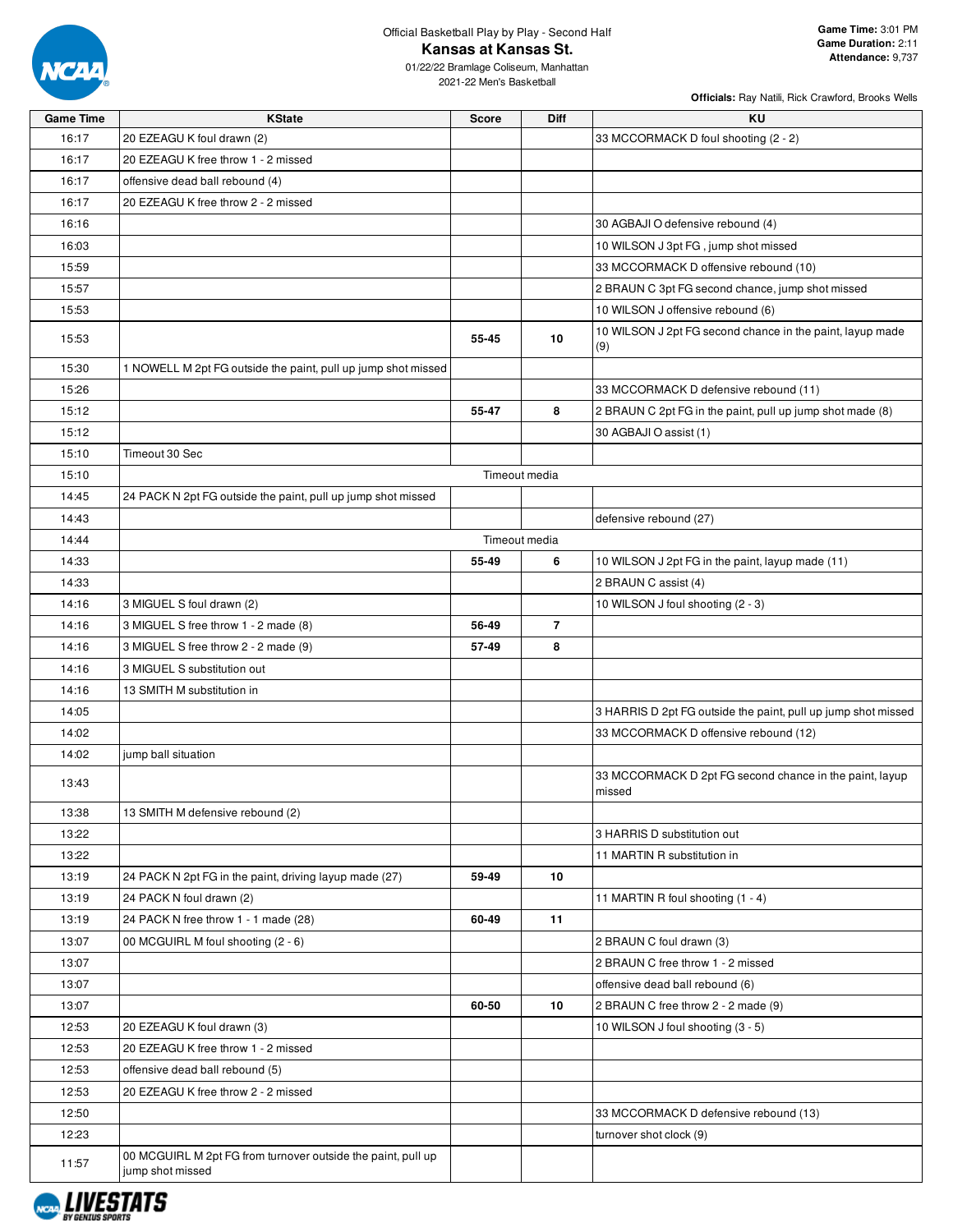Official Basketball Play by Play - Second Half

# Kansas at Kansas St.

01/22/22 Bramlage Coliseum, Manhattan
2021-22 Men's Basketball

**Game Time:** 3:01 PM
**Game Duration:** 2:11
**Attendance:** 9,737

**Officials:** Ray Natili, Rick Crawford, Brooks Wells

| Game Time | KState | Score | Diff | KU |
|---|---|---|---|---|
| 16:17 | 20 EZEAGU K foul drawn (2) | | | 33 MCCORMACK D foul shooting (2 - 2) |
| 16:17 | 20 EZEAGU K free throw 1 - 2 missed | | | |
| 16:17 | offensive dead ball rebound (4) | | | |
| 16:17 | 20 EZEAGU K free throw 2 - 2 missed | | | |
| 16:16 | | | | 30 AGBAJI O defensive rebound (4) |
| 16:03 | | | | 10 WILSON J 3pt FG , jump shot missed |
| 15:59 | | | | 33 MCCORMACK D offensive rebound (10) |
| 15:57 | | | | 2 BRAUN C 3pt FG second chance, jump shot missed |
| 15:53 | | | | 10 WILSON J offensive rebound (6) |
| 15:53 | | 55-45 | 10 | 10 WILSON J 2pt FG second chance in the paint, layup made (9) |
| 15:30 | 1 NOWELL M 2pt FG outside the paint, pull up jump shot missed | | | |
| 15:26 | | | | 33 MCCORMACK D defensive rebound (11) |
| 15:12 | | 55-47 | 8 | 2 BRAUN C 2pt FG in the paint, pull up jump shot made (8) |
| 15:12 | | | | 30 AGBAJI O assist (1) |
| 15:10 | Timeout 30 Sec | | | |
| 15:10 | Timeout media | | | |
| 14:45 | 24 PACK N 2pt FG outside the paint, pull up jump shot missed | | | |
| 14:43 | | | | defensive rebound (27) |
| 14:44 | Timeout media | | | |
| 14:33 | | 55-49 | 6 | 10 WILSON J 2pt FG in the paint, layup made (11) |
| 14:33 | | | | 2 BRAUN C assist (4) |
| 14:16 | 3 MIGUEL S foul drawn (2) | | | 10 WILSON J foul shooting (2 - 3) |
| 14:16 | 3 MIGUEL S free throw 1 - 2 made (8) | 56-49 | 7 | |
| 14:16 | 3 MIGUEL S free throw 2 - 2 made (9) | 57-49 | 8 | |
| 14:16 | 3 MIGUEL S substitution out | | | |
| 14:16 | 13 SMITH M substitution in | | | |
| 14:05 | | | | 3 HARRIS D 2pt FG outside the paint, pull up jump shot missed |
| 14:02 | | | | 33 MCCORMACK D offensive rebound (12) |
| 14:02 | jump ball situation | | | |
| 13:43 | | | | 33 MCCORMACK D 2pt FG second chance in the paint, layup missed |
| 13:38 | 13 SMITH M defensive rebound (2) | | | |
| 13:22 | | | | 3 HARRIS D substitution out |
| 13:22 | | | | 11 MARTIN R substitution in |
| 13:19 | 24 PACK N 2pt FG in the paint, driving layup made (27) | 59-49 | 10 | |
| 13:19 | 24 PACK N foul drawn (2) | | | 11 MARTIN R foul shooting (1 - 4) |
| 13:19 | 24 PACK N free throw 1 - 1 made (28) | 60-49 | 11 | |
| 13:07 | 00 MCGUIRL M foul shooting (2 - 6) | | | 2 BRAUN C foul drawn (3) |
| 13:07 | | | | 2 BRAUN C free throw 1 - 2 missed |
| 13:07 | | | | offensive dead ball rebound (6) |
| 13:07 | | 60-50 | 10 | 2 BRAUN C free throw 2 - 2 made (9) |
| 12:53 | 20 EZEAGU K foul drawn (3) | | | 10 WILSON J foul shooting (3 - 5) |
| 12:53 | 20 EZEAGU K free throw 1 - 2 missed | | | |
| 12:53 | offensive dead ball rebound (5) | | | |
| 12:53 | 20 EZEAGU K free throw 2 - 2 missed | | | |
| 12:50 | | | | 33 MCCORMACK D defensive rebound (13) |
| 12:23 | | | | turnover shot clock (9) |
| 11:57 | 00 MCGUIRL M 2pt FG from turnover outside the paint, pull up jump shot missed | | | |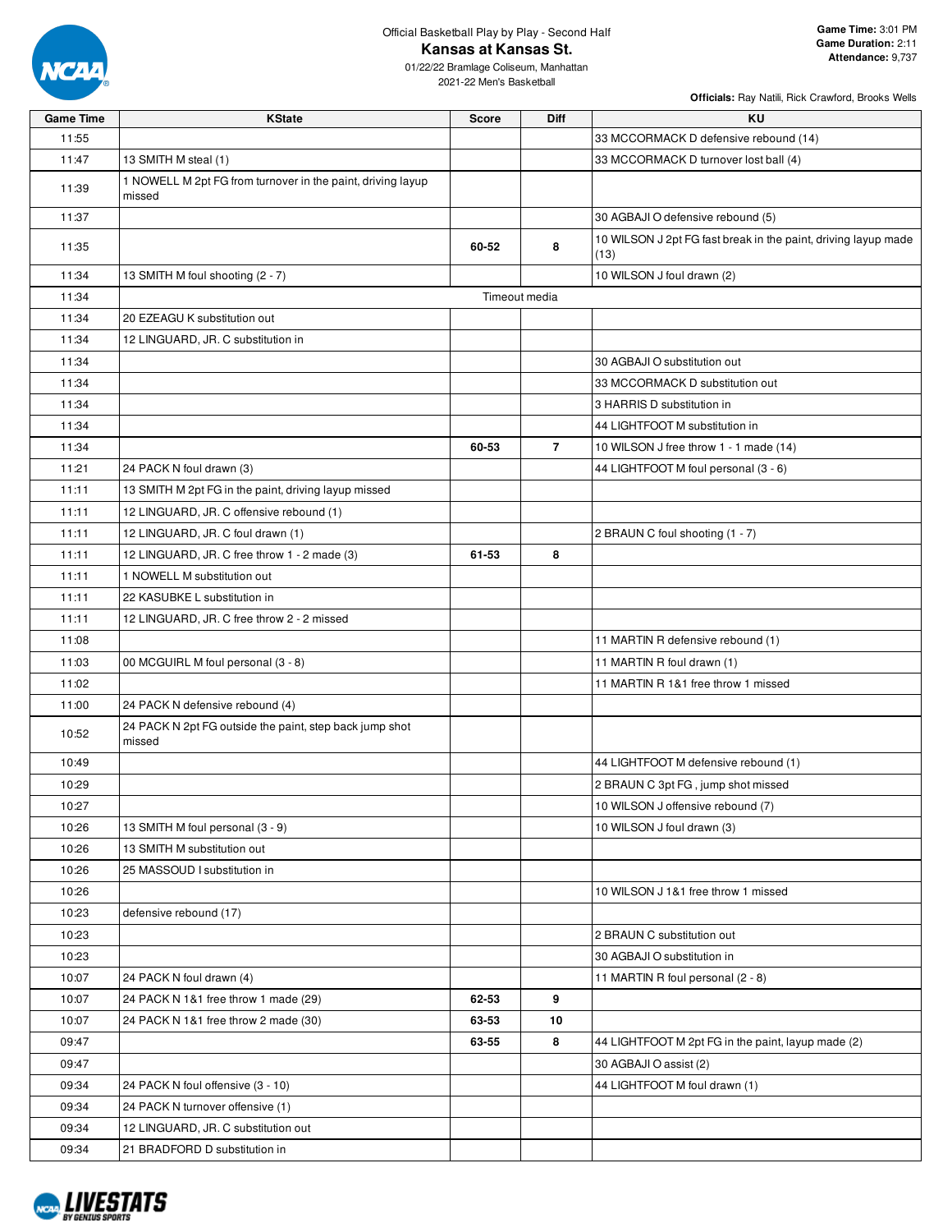Official Basketball Play by Play - Second Half

# Kansas at Kansas St.

01/22/22 Bramlage Coliseum, Manhattan
2021-22 Men's Basketball

**Game Time:** 3:01 PM
**Game Duration:** 2:11
**Attendance:** 9,737

**Officials:** Ray Natili, Rick Crawford, Brooks Wells

| Game Time | KState | Score | Diff | KU |
|---|---|---|---|---|
| 11:55 | | | | 33 MCCORMACK D defensive rebound (14) |
| 11:47 | 13 SMITH M steal (1) | | | 33 MCCORMACK D turnover lost ball (4) |
| 11:39 | 1 NOWELL M 2pt FG from turnover in the paint, driving layup missed | | | |
| 11:37 | | | | 30 AGBAJI O defensive rebound (5) |
| 11:35 | | 60-52 | 8 | 10 WILSON J 2pt FG fast break in the paint, driving layup made (13) |
| 11:34 | 13 SMITH M foul shooting (2 - 7) | | | 10 WILSON J foul drawn (2) |
| 11:34 | | Timeout media | | |
| 11:34 | 20 EZEAGU K substitution out | | | |
| 11:34 | 12 LINGUARD, JR. C substitution in | | | |
| 11:34 | | | | 30 AGBAJI O substitution out |
| 11:34 | | | | 33 MCCORMACK D substitution out |
| 11:34 | | | | 3 HARRIS D substitution in |
| 11:34 | | | | 44 LIGHTFOOT M substitution in |
| 11:34 | | 60-53 | 7 | 10 WILSON J free throw 1 - 1 made (14) |
| 11:21 | 24 PACK N foul drawn (3) | | | 44 LIGHTFOOT M foul personal (3 - 6) |
| 11:11 | 13 SMITH M 2pt FG in the paint, driving layup missed | | | |
| 11:11 | 12 LINGUARD, JR. C offensive rebound (1) | | | |
| 11:11 | 12 LINGUARD, JR. C foul drawn (1) | | | 2 BRAUN C foul shooting (1 - 7) |
| 11:11 | 12 LINGUARD, JR. C free throw 1 - 2 made (3) | 61-53 | 8 | |
| 11:11 | 1 NOWELL M substitution out | | | |
| 11:11 | 22 KASUBKE L substitution in | | | |
| 11:11 | 12 LINGUARD, JR. C free throw 2 - 2 missed | | | |
| 11:08 | | | | 11 MARTIN R defensive rebound (1) |
| 11:03 | 00 MCGUIRL M foul personal (3 - 8) | | | 11 MARTIN R foul drawn (1) |
| 11:02 | | | | 11 MARTIN R 1&1 free throw 1 missed |
| 11:00 | 24 PACK N defensive rebound (4) | | | |
| 10:52 | 24 PACK N 2pt FG outside the paint, step back jump shot missed | | | |
| 10:49 | | | | 44 LIGHTFOOT M defensive rebound (1) |
| 10:29 | | | | 2 BRAUN C 3pt FG , jump shot missed |
| 10:27 | | | | 10 WILSON J offensive rebound (7) |
| 10:26 | 13 SMITH M foul personal (3 - 9) | | | 10 WILSON J foul drawn (3) |
| 10:26 | 13 SMITH M substitution out | | | |
| 10:26 | 25 MASSOUD I substitution in | | | |
| 10:26 | | | | 10 WILSON J 1&1 free throw 1 missed |
| 10:23 | defensive rebound (17) | | | |
| 10:23 | | | | 2 BRAUN C substitution out |
| 10:23 | | | | 30 AGBAJI O substitution in |
| 10:07 | 24 PACK N foul drawn (4) | | | 11 MARTIN R foul personal (2 - 8) |
| 10:07 | 24 PACK N 1&1 free throw 1 made (29) | 62-53 | 9 | |
| 10:07 | 24 PACK N 1&1 free throw 2 made (30) | 63-53 | 10 | |
| 09:47 | | 63-55 | 8 | 44 LIGHTFOOT M 2pt FG in the paint, layup made (2) |
| 09:47 | | | | 30 AGBAJI O assist (2) |
| 09:34 | 24 PACK N foul offensive (3 - 10) | | | 44 LIGHTFOOT M foul drawn (1) |
| 09:34 | 24 PACK N turnover offensive (1) | | | |
| 09:34 | 12 LINGUARD, JR. C substitution out | | | |
| 09:34 | 21 BRADFORD D substitution in | | | |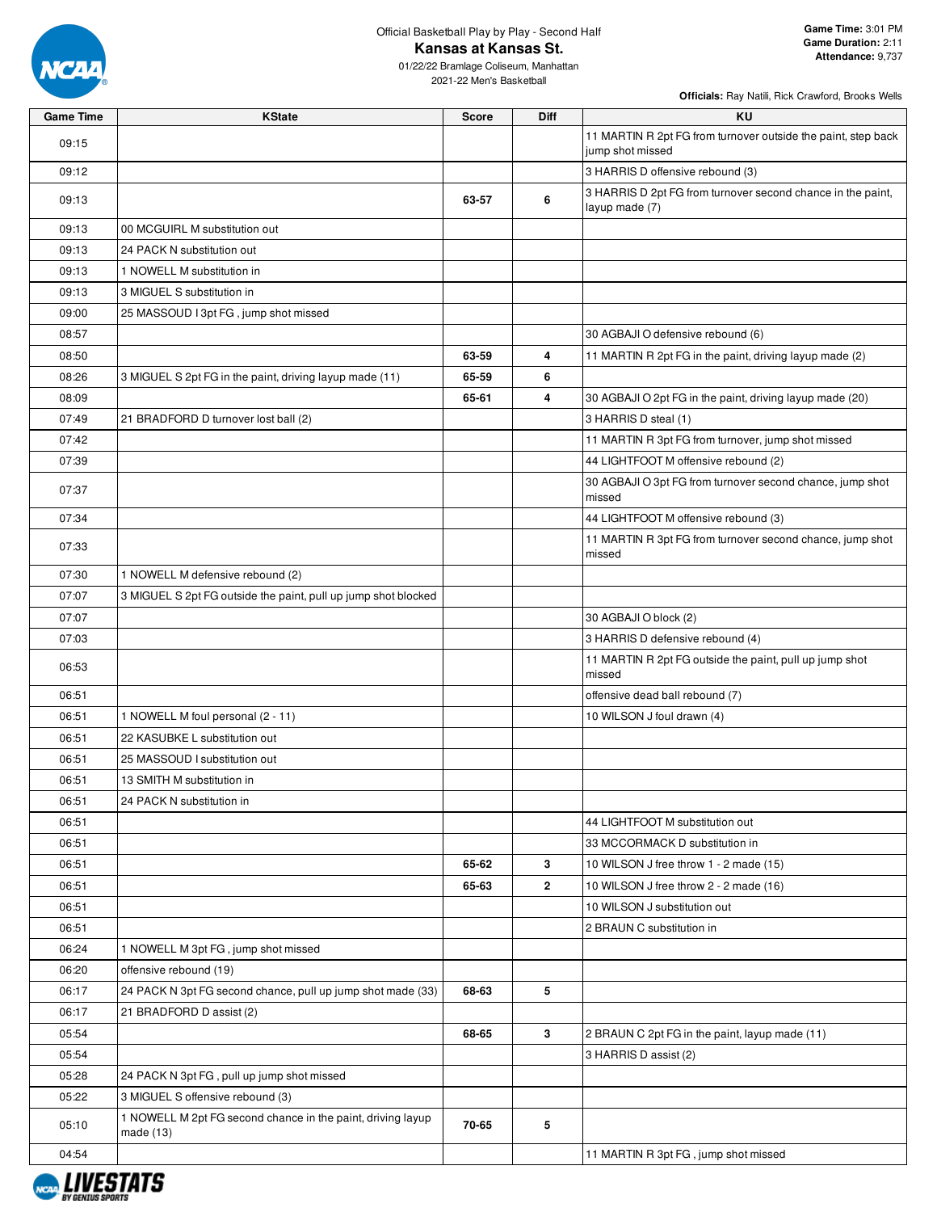Official Basketball Play by Play - Second Half

# Kansas at Kansas St.

01/22/22 Bramlage Coliseum, Manhattan

2021-22 Men's Basketball

**Game Time:** 3:01 PM
**Game Duration:** 2:11
**Attendance:** 9,737

**Officials:** Ray Natili, Rick Crawford, Brooks Wells

| Game Time | KState | Score | Diff | KU |
|---|---|---|---|---|
| 09:15 | | | | 11 MARTIN R 2pt FG from turnover outside the paint, step back jump shot missed |
| 09:12 | | | | 3 HARRIS D offensive rebound (3) |
| 09:13 | | 63-57 | 6 | 3 HARRIS D 2pt FG from turnover second chance in the paint, layup made (7) |
| 09:13 | 00 MCGUIRL M substitution out | | | |
| 09:13 | 24 PACK N substitution out | | | |
| 09:13 | 1 NOWELL M substitution in | | | |
| 09:13 | 3 MIGUEL S substitution in | | | |
| 09:00 | 25 MASSOUD I 3pt FG , jump shot missed | | | |
| 08:57 | | | | 30 AGBAJI O defensive rebound (6) |
| 08:50 | | 63-59 | 4 | 11 MARTIN R 2pt FG in the paint, driving layup made (2) |
| 08:26 | 3 MIGUEL S 2pt FG in the paint, driving layup made (11) | 65-59 | 6 | |
| 08:09 | | 65-61 | 4 | 30 AGBAJI O 2pt FG in the paint, driving layup made (20) |
| 07:49 | 21 BRADFORD D turnover lost ball (2) | | | 3 HARRIS D steal (1) |
| 07:42 | | | | 11 MARTIN R 3pt FG from turnover, jump shot missed |
| 07:39 | | | | 44 LIGHTFOOT M offensive rebound (2) |
| 07:37 | | | | 30 AGBAJI O 3pt FG from turnover second chance, jump shot missed |
| 07:34 | | | | 44 LIGHTFOOT M offensive rebound (3) |
| 07:33 | | | | 11 MARTIN R 3pt FG from turnover second chance, jump shot missed |
| 07:30 | 1 NOWELL M defensive rebound (2) | | | |
| 07:07 | 3 MIGUEL S 2pt FG outside the paint, pull up jump shot blocked | | | |
| 07:07 | | | | 30 AGBAJI O block (2) |
| 07:03 | | | | 3 HARRIS D defensive rebound (4) |
| 06:53 | | | | 11 MARTIN R 2pt FG outside the paint, pull up jump shot missed |
| 06:51 | | | | offensive dead ball rebound (7) |
| 06:51 | 1 NOWELL M foul personal (2 - 11) | | | 10 WILSON J foul drawn (4) |
| 06:51 | 22 KASUBKE L substitution out | | | |
| 06:51 | 25 MASSOUD I substitution out | | | |
| 06:51 | 13 SMITH M substitution in | | | |
| 06:51 | 24 PACK N substitution in | | | |
| 06:51 | | | | 44 LIGHTFOOT M substitution out |
| 06:51 | | | | 33 MCCORMACK D substitution in |
| 06:51 | | 65-62 | 3 | 10 WILSON J free throw 1 - 2 made (15) |
| 06:51 | | 65-63 | 2 | 10 WILSON J free throw 2 - 2 made (16) |
| 06:51 | | | | 10 WILSON J substitution out |
| 06:51 | | | | 2 BRAUN C substitution in |
| 06:24 | 1 NOWELL M 3pt FG , jump shot missed | | | |
| 06:20 | offensive rebound (19) | | | |
| 06:17 | 24 PACK N 3pt FG second chance, pull up jump shot made (33) | 68-63 | 5 | |
| 06:17 | 21 BRADFORD D assist (2) | | | |
| 05:54 | | 68-65 | 3 | 2 BRAUN C 2pt FG in the paint, layup made (11) |
| 05:54 | | | | 3 HARRIS D assist (2) |
| 05:28 | 24 PACK N 3pt FG , pull up jump shot missed | | | |
| 05:22 | 3 MIGUEL S offensive rebound (3) | | | |
| 05:10 | 1 NOWELL M 2pt FG second chance in the paint, driving layup made (13) | 70-65 | 5 | |
| 04:54 | | | | 11 MARTIN R 3pt FG , jump shot missed |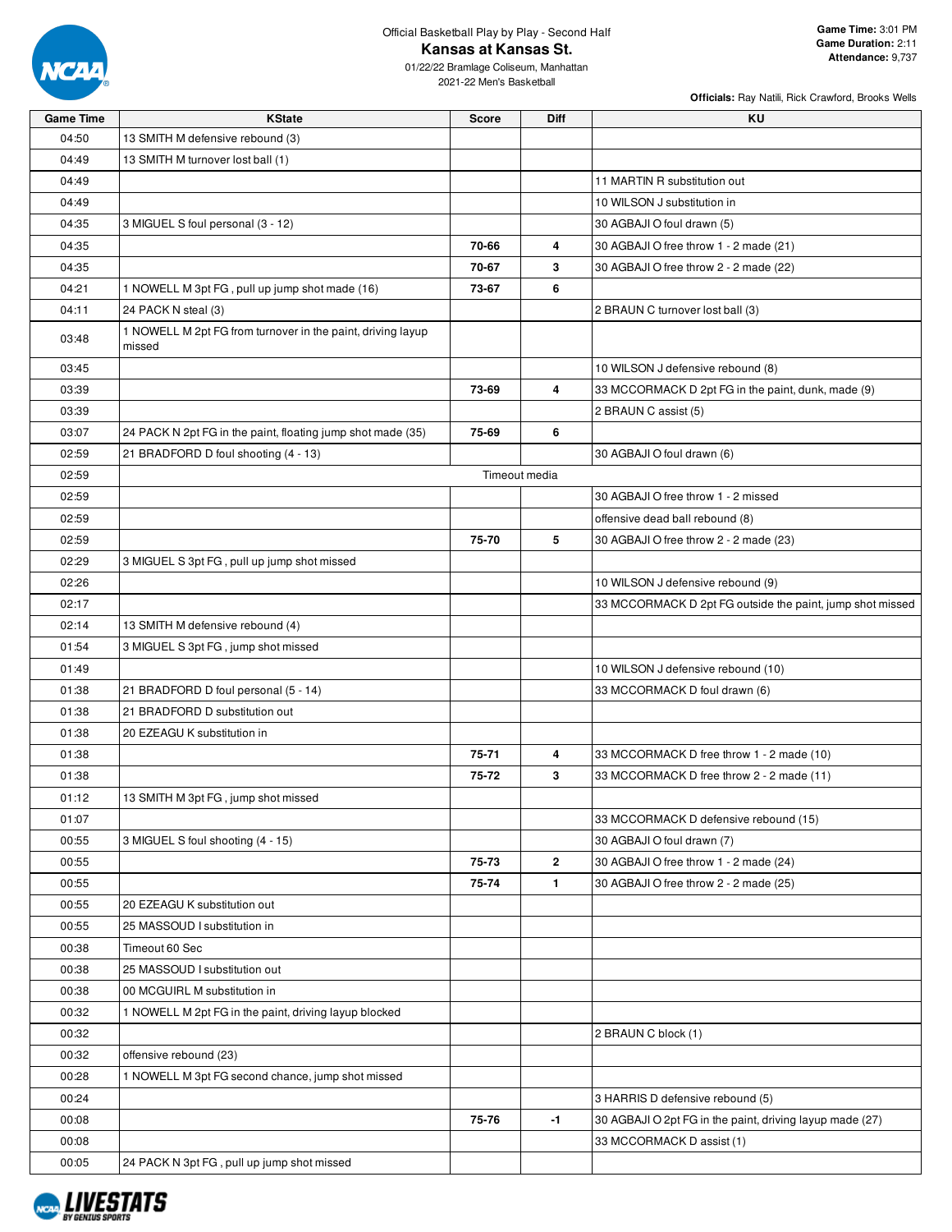Official Basketball Play by Play - Second Half

# Kansas at Kansas St.

01/22/22 Bramlage Coliseum, Manhattan

2021-22 Men's Basketball

**Game Time:** 3:01 PM
**Game Duration:** 2:11
**Attendance:** 9,737

**Officials:** Ray Natili, Rick Crawford, Brooks Wells

| Game Time | KState | Score | Diff | KU |
|---|---|---|---|---|
| 04:50 | 13 SMITH M defensive rebound (3) | | | |
| 04:49 | 13 SMITH M turnover lost ball (1) | | | |
| 04:49 | | | | 11 MARTIN R substitution out |
| 04:49 | | | | 10 WILSON J substitution in |
| 04:35 | 3 MIGUEL S foul personal (3 - 12) | | | 30 AGBAJI O foul drawn (5) |
| 04:35 | | 70-66 | 4 | 30 AGBAJI O free throw 1 - 2 made (21) |
| 04:35 | | 70-67 | 3 | 30 AGBAJI O free throw 2 - 2 made (22) |
| 04:21 | 1 NOWELL M 3pt FG , pull up jump shot made (16) | 73-67 | 6 | |
| 04:11 | 24 PACK N steal (3) | | | 2 BRAUN C turnover lost ball (3) |
| 03:48 | 1 NOWELL M 2pt FG from turnover in the paint, driving layup missed | | | |
| 03:45 | | | | 10 WILSON J defensive rebound (8) |
| 03:39 | | 73-69 | 4 | 33 MCCORMACK D 2pt FG in the paint, dunk, made (9) |
| 03:39 | | | | 2 BRAUN C assist (5) |
| 03:07 | 24 PACK N 2pt FG in the paint, floating jump shot made (35) | 75-69 | 6 | |
| 02:59 | 21 BRADFORD D foul shooting (4 - 13) | | | 30 AGBAJI O foul drawn (6) |
| 02:59 | Timeout media | | | |
| 02:59 | | | | 30 AGBAJI O free throw 1 - 2 missed |
| 02:59 | | | | offensive dead ball rebound (8) |
| 02:59 | | 75-70 | 5 | 30 AGBAJI O free throw 2 - 2 made (23) |
| 02:29 | 3 MIGUEL S 3pt FG , pull up jump shot missed | | | |
| 02:26 | | | | 10 WILSON J defensive rebound (9) |
| 02:17 | | | | 33 MCCORMACK D 2pt FG outside the paint, jump shot missed |
| 02:14 | 13 SMITH M defensive rebound (4) | | | |
| 01:54 | 3 MIGUEL S 3pt FG , jump shot missed | | | |
| 01:49 | | | | 10 WILSON J defensive rebound (10) |
| 01:38 | 21 BRADFORD D foul personal (5 - 14) | | | 33 MCCORMACK D foul drawn (6) |
| 01:38 | 21 BRADFORD D substitution out | | | |
| 01:38 | 20 EZEAGU K substitution in | | | |
| 01:38 | | 75-71 | 4 | 33 MCCORMACK D free throw 1 - 2 made (10) |
| 01:38 | | 75-72 | 3 | 33 MCCORMACK D free throw 2 - 2 made (11) |
| 01:12 | 13 SMITH M 3pt FG , jump shot missed | | | |
| 01:07 | | | | 33 MCCORMACK D defensive rebound (15) |
| 00:55 | 3 MIGUEL S foul shooting (4 - 15) | | | 30 AGBAJI O foul drawn (7) |
| 00:55 | | 75-73 | 2 | 30 AGBAJI O free throw 1 - 2 made (24) |
| 00:55 | | 75-74 | 1 | 30 AGBAJI O free throw 2 - 2 made (25) |
| 00:55 | 20 EZEAGU K substitution out | | | |
| 00:55 | 25 MASSOUD I substitution in | | | |
| 00:38 | Timeout 60 Sec | | | |
| 00:38 | 25 MASSOUD I substitution out | | | |
| 00:38 | 00 MCGUIRL M substitution in | | | |
| 00:32 | 1 NOWELL M 2pt FG in the paint, driving layup blocked | | | |
| 00:32 | | | | 2 BRAUN C block (1) |
| 00:32 | offensive rebound (23) | | | |
| 00:28 | 1 NOWELL M 3pt FG second chance, jump shot missed | | | |
| 00:24 | | | | 3 HARRIS D defensive rebound (5) |
| 00:08 | | 75-76 | -1 | 30 AGBAJI O 2pt FG in the paint, driving layup made (27) |
| 00:08 | | | | 33 MCCORMACK D assist (1) |
| 00:05 | 24 PACK N 3pt FG , pull up jump shot missed | | | |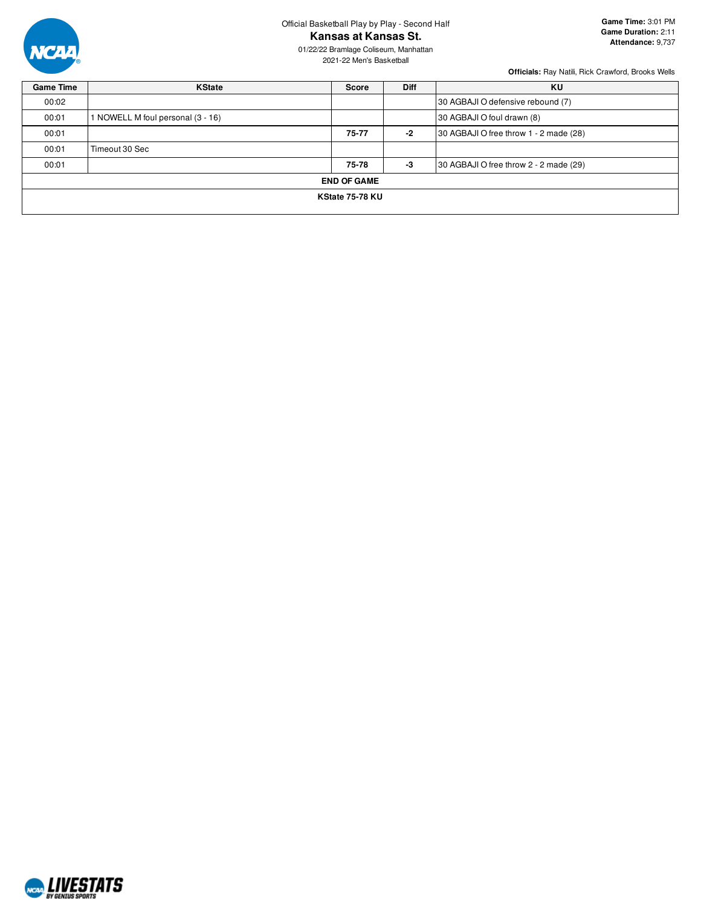Official Basketball Play by Play - Second Half

# Kansas at Kansas St.

01/22/22 Bramlage Coliseum, Manhattan
2021-22 Men's Basketball

**Game Time:** 3:01 PM
**Game Duration:** 2:11
**Attendance:** 9,737

**Officials:** Ray Natili, Rick Crawford, Brooks Wells

| Game Time | KState | Score | Diff | KU |
|---|---|---|---|---|
| 00:02 | | | | 30 AGBAJI O defensive rebound (7) |
| 00:01 | 1 NOWELL M foul personal (3 - 16) | | | 30 AGBAJI O foul drawn (8) |
| 00:01 | | **75-77** | **-2** | 30 AGBAJI O free throw 1 - 2 made (28) |
| 00:01 | Timeout 30 Sec | | | |
| 00:01 | | **75-78** | **-3** | 30 AGBAJI O free throw 2 - 2 made (29) |
| **END OF GAME** | | | | |
| **KState 75-78 KU** | | | | |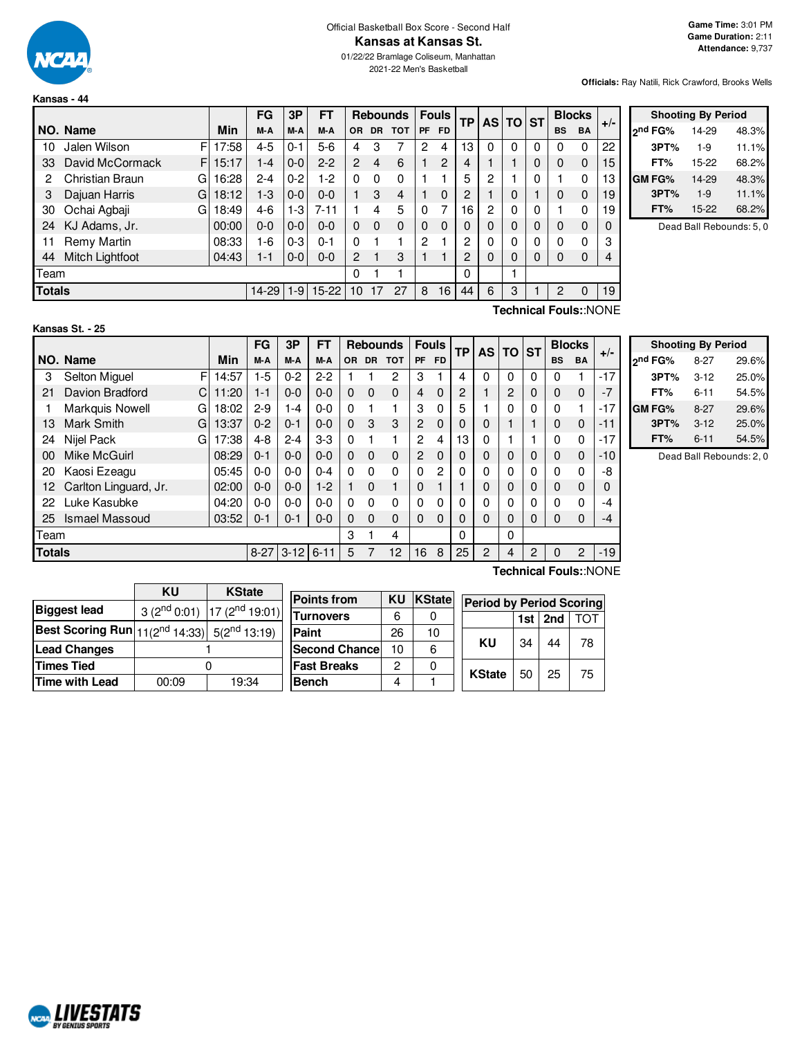Official Basketball Box Score - Second Half

# Kansas at Kansas St.

01/22/22 Bramlage Coliseum, Manhattan

2021-22 Men's Basketball

**Game Time:** 3:01 PM
**Game Duration:** 2:11
**Attendance:** 9,737

**Officials:** Ray Natili, Rick Crawford, Brooks Wells

**Kansas - 44**

| NO. | Name | | Min | FG M-A | 3P M-A | FT M-A | OR | DR | TOT | PF | FD | TP | AS | TO | ST | BS | BA | +/- |
|---|---|---|---|---|---|---|---|---|---|---|---|---|---|---|---|---|---|---|
| 10 | Jalen Wilson | F | 17:58 | 4-5 | 0-1 | 5-6 | 4 | 3 | 7 | 2 | 4 | 13 | 0 | 0 | 0 | 0 | 0 | 22 |
| 33 | David McCormack | F | 15:17 | 1-4 | 0-0 | 2-2 | 2 | 4 | 6 | 1 | 2 | 4 | 1 | 1 | 0 | 0 | 0 | 15 |
| 2 | Christian Braun | G | 16:28 | 2-4 | 0-2 | 1-2 | 0 | 0 | 0 | 1 | 1 | 5 | 2 | 1 | 0 | 1 | 0 | 13 |
| 3 | Dajuan Harris | G | 18:12 | 1-3 | 0-0 | 0-0 | 1 | 3 | 4 | 1 | 0 | 2 | 1 | 0 | 1 | 0 | 0 | 19 |
| 30 | Ochai Agbaji | G | 18:49 | 4-6 | 1-3 | 7-11 | 1 | 4 | 5 | 0 | 7 | 16 | 2 | 0 | 0 | 1 | 0 | 19 |
| 24 | KJ Adams, Jr. | | 00:00 | 0-0 | 0-0 | 0-0 | 0 | 0 | 0 | 0 | 0 | 0 | 0 | 0 | 0 | 0 | 0 | 0 |
| 11 | Remy Martin | | 08:33 | 1-6 | 0-3 | 0-1 | 0 | 1 | 1 | 2 | 1 | 2 | 0 | 0 | 0 | 0 | 0 | 3 |
| 44 | Mitch Lightfoot | | 04:43 | 1-1 | 0-0 | 0-0 | 2 | 1 | 3 | 1 | 1 | 2 | 0 | 0 | 0 | 0 | 0 | 4 |
| | Team | | | | | | 0 | 1 | 1 | | | 0 | | 1 | | | | |
| | **Totals** | | | 14-29 | 1-9 | 15-22 | 10 | 17 | 27 | 8 | 16 | 44 | 6 | 3 | 1 | 2 | 0 | 19 |

Technical Fouls::NONE

| Shooting By Period | | |
|---|---|---|
| 2nd FG% | 14-29 | 48.3% |
| 3PT% | 1-9 | 11.1% |
| FT% | 15-22 | 68.2% |
| GM FG% | 14-29 | 48.3% |
| 3PT% | 1-9 | 11.1% |
| FT% | 15-22 | 68.2% |

Dead Ball Rebounds: 5, 0

**Kansas St. - 25**

| NO. | Name | | Min | FG M-A | 3P M-A | FT M-A | OR | DR | TOT | PF | FD | TP | AS | TO | ST | BS | BA | +/- |
|---|---|---|---|---|---|---|---|---|---|---|---|---|---|---|---|---|---|---|
| 3 | Selton Miguel | F | 14:57 | 1-5 | 0-2 | 2-2 | 1 | 1 | 2 | 3 | 1 | 4 | 0 | 0 | 0 | 0 | 1 | -17 |
| 21 | Davion Bradford | C | 11:20 | 1-1 | 0-0 | 0-0 | 0 | 0 | 0 | 4 | 0 | 2 | 1 | 2 | 0 | 0 | 0 | -7 |
| 1 | Markquis Nowell | G | 18:02 | 2-9 | 1-4 | 0-0 | 0 | 1 | 1 | 3 | 0 | 5 | 1 | 0 | 0 | 0 | 1 | -17 |
| 13 | Mark Smith | G | 13:37 | 0-2 | 0-1 | 0-0 | 0 | 3 | 3 | 2 | 0 | 0 | 0 | 1 | 1 | 0 | 0 | -11 |
| 24 | Nijel Pack | G | 17:38 | 4-8 | 2-4 | 3-3 | 0 | 1 | 1 | 2 | 4 | 13 | 0 | 1 | 1 | 0 | 0 | -17 |
| 00 | Mike McGuirl | | 08:29 | 0-1 | 0-0 | 0-0 | 0 | 0 | 0 | 2 | 0 | 0 | 0 | 0 | 0 | 0 | 0 | -10 |
| 20 | Kaosi Ezeagu | | 05:45 | 0-0 | 0-0 | 0-4 | 0 | 0 | 0 | 0 | 2 | 0 | 0 | 0 | 0 | 0 | 0 | -8 |
| 12 | Carlton Linguard, Jr. | | 02:00 | 0-0 | 0-0 | 1-2 | 1 | 0 | 1 | 0 | 1 | 1 | 0 | 0 | 0 | 0 | 0 | 0 |
| 22 | Luke Kasubke | | 04:20 | 0-0 | 0-0 | 0-0 | 0 | 0 | 0 | 0 | 0 | 0 | 0 | 0 | 0 | 0 | 0 | -4 |
| 25 | Ismael Massoud | | 03:52 | 0-1 | 0-1 | 0-0 | 0 | 0 | 0 | 0 | 0 | 0 | 0 | 0 | 0 | 0 | 0 | -4 |
| | Team | | | | | | 3 | 1 | 4 | | | 0 | | 0 | | | | |
| | **Totals** | | | 8-27 | 3-12 | 6-11 | 5 | 7 | 12 | 16 | 8 | 25 | 2 | 4 | 2 | 0 | 2 | -19 |

Technical Fouls::NONE

| Shooting By Period | | |
|---|---|---|
| 2nd FG% | 8-27 | 29.6% |
| 3PT% | 3-12 | 25.0% |
| FT% | 6-11 | 54.5% |
| GM FG% | 8-27 | 29.6% |
| 3PT% | 3-12 | 25.0% |
| FT% | 6-11 | 54.5% |

Dead Ball Rebounds: 2, 0

| | KU | KState |
|---|---|---|
| Biggest lead | 3 (2nd 0:01) | 17 (2nd 19:01) |
| Best Scoring Run | 11(2nd 14:33) | 5(2nd 13:19) |
| Lead Changes | 1 | |
| Times Tied | 0 | |
| Time with Lead | 00:09 | 19:34 |

| Points from | KU | KState |
|---|---|---|
| Turnovers | 6 | 0 |
| Paint | 26 | 10 |
| Second Chance | 10 | 6 |
| Fast Breaks | 2 | 0 |
| Bench | 4 | 1 |

| Period by Period Scoring | 1st | 2nd | TOT |
|---|---|---|---|
| KU | 34 | 44 | 78 |
| KState | 50 | 25 | 75 |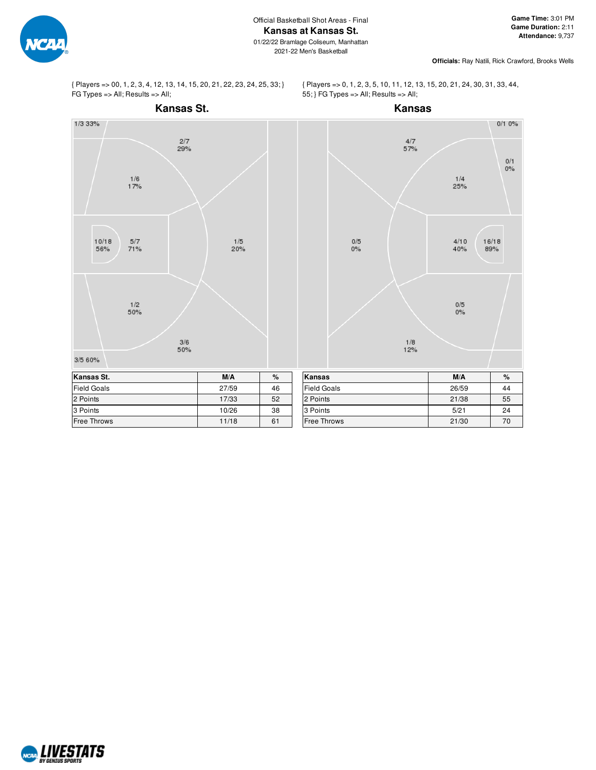Official Basketball Shot Areas - Final

# Kansas at Kansas St.

01/22/22 Bramlage Coliseum, Manhattan

2021-22 Men's Basketball

**Game Time:** 3:01 PM
**Game Duration:** 2:11
**Attendance:** 9,737

**Officials:** Ray Natili, Rick Crawford, Brooks Wells

{ Players => 00, 1, 2, 3, 4, 12, 13, 14, 15, 20, 21, 22, 23, 24, 25, 33; } FG Types => All; Results => All;

## Kansas St.

1/3 33%
2/7 29%
1/6 17%
10/18 56%
5/7 71%
1/5 20%
1/2 50%
3/6 50%
3/5 60%

| Kansas St. | M/A | % |
|---|---|---|
| Field Goals | 27/59 | 46 |
| 2 Points | 17/33 | 52 |
| 3 Points | 10/26 | 38 |
| Free Throws | 11/18 | 61 |

{ Players => 0, 1, 2, 3, 5, 10, 11, 12, 13, 15, 20, 21, 24, 30, 31, 33, 44, 55; } FG Types => All; Results => All;

## Kansas

0/1 0%
4/7 57%
0/1 0%
1/4 25%
0/5 0%
4/10 40%
16/18 89%
0/5 0%
1/8 12%

| Kansas | M/A | % |
|---|---|---|
| Field Goals | 26/59 | 44 |
| 2 Points | 21/38 | 55 |
| 3 Points | 5/21 | 24 |
| Free Throws | 21/30 | 70 |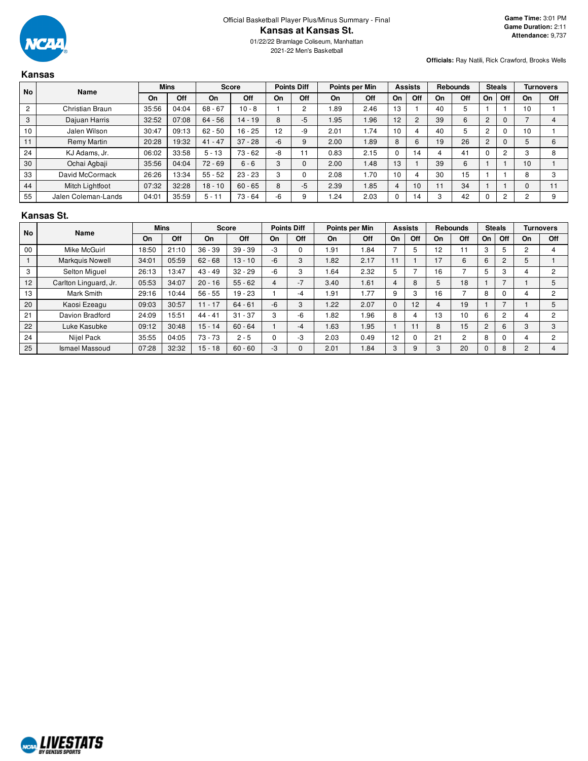Official Basketball Player Plus/Minus Summary - Final

# Kansas at Kansas St.

01/22/22 Bramlage Coliseum, Manhattan

2021-22 Men's Basketball

**Game Time:** 3:01 PM
**Game Duration:** 2:11
**Attendance:** 9,737

**Officials:** Ray Natili, Rick Crawford, Brooks Wells

## Kansas

| No | Name | Mins | | Score | | Points Diff | | Points per Min | | Assists | | Rebounds | | Steals | | Turnovers | |
|---|---|---|---|---|---|---|---|---|---|---|---|---|---|---|---|---|---|
| | | On | Off | On | Off | On | Off | On | Off | On | Off | On | Off | On | Off | On | Off |
| 2 | Christian Braun | 35:56 | 04:04 | 68 - 67 | 10 - 8 | 1 | 2 | 1.89 | 2.46 | 13 | 1 | 40 | 5 | 1 | 1 | 10 | 1 |
| 3 | Dajuan Harris | 32:52 | 07:08 | 64 - 56 | 14 - 19 | 8 | -5 | 1.95 | 1.96 | 12 | 2 | 39 | 6 | 2 | 0 | 7 | 4 |
| 10 | Jalen Wilson | 30:47 | 09:13 | 62 - 50 | 16 - 25 | 12 | -9 | 2.01 | 1.74 | 10 | 4 | 40 | 5 | 2 | 0 | 10 | 1 |
| 11 | Remy Martin | 20:28 | 19:32 | 41 - 47 | 37 - 28 | -6 | 9 | 2.00 | 1.89 | 8 | 6 | 19 | 26 | 2 | 0 | 5 | 6 |
| 24 | KJ Adams, Jr. | 06:02 | 33:58 | 5 - 13 | 73 - 62 | -8 | 11 | 0.83 | 2.15 | 0 | 14 | 4 | 41 | 0 | 2 | 3 | 8 |
| 30 | Ochai Agbaji | 35:56 | 04:04 | 72 - 69 | 6 - 6 | 3 | 0 | 2.00 | 1.48 | 13 | 1 | 39 | 6 | 1 | 1 | 10 | 1 |
| 33 | David McCormack | 26:26 | 13:34 | 55 - 52 | 23 - 23 | 3 | 0 | 2.08 | 1.70 | 10 | 4 | 30 | 15 | 1 | 1 | 8 | 3 |
| 44 | Mitch Lightfoot | 07:32 | 32:28 | 18 - 10 | 60 - 65 | 8 | -5 | 2.39 | 1.85 | 4 | 10 | 11 | 34 | 1 | 1 | 0 | 11 |
| 55 | Jalen Coleman-Lands | 04:01 | 35:59 | 5 - 11 | 73 - 64 | -6 | 9 | 1.24 | 2.03 | 0 | 14 | 3 | 42 | 0 | 2 | 2 | 9 |

## Kansas St.

| No | Name | Mins | | Score | | Points Diff | | Points per Min | | Assists | | Rebounds | | Steals | | Turnovers | |
|---|---|---|---|---|---|---|---|---|---|---|---|---|---|---|---|---|---|
| | | On | Off | On | Off | On | Off | On | Off | On | Off | On | Off | On | Off | On | Off |
| 00 | Mike McGuirl | 18:50 | 21:10 | 36 - 39 | 39 - 39 | -3 | 0 | 1.91 | 1.84 | 7 | 5 | 12 | 11 | 3 | 5 | 2 | 4 |
| 1 | Markquis Nowell | 34:01 | 05:59 | 62 - 68 | 13 - 10 | -6 | 3 | 1.82 | 2.17 | 11 | 1 | 17 | 6 | 6 | 2 | 5 | 1 |
| 3 | Selton Miguel | 26:13 | 13:47 | 43 - 49 | 32 - 29 | -6 | 3 | 1.64 | 2.32 | 5 | 7 | 16 | 7 | 5 | 3 | 4 | 2 |
| 12 | Carlton Linguard, Jr. | 05:53 | 34:07 | 20 - 16 | 55 - 62 | 4 | -7 | 3.40 | 1.61 | 4 | 8 | 5 | 18 | 1 | 7 | 1 | 5 |
| 13 | Mark Smith | 29:16 | 10:44 | 56 - 55 | 19 - 23 | 1 | -4 | 1.91 | 1.77 | 9 | 3 | 16 | 7 | 8 | 0 | 4 | 2 |
| 20 | Kaosi Ezeagu | 09:03 | 30:57 | 11 - 17 | 64 - 61 | -6 | 3 | 1.22 | 2.07 | 0 | 12 | 4 | 19 | 1 | 7 | 1 | 5 |
| 21 | Davion Bradford | 24:09 | 15:51 | 44 - 41 | 31 - 37 | 3 | -6 | 1.82 | 1.96 | 8 | 4 | 13 | 10 | 6 | 2 | 4 | 2 |
| 22 | Luke Kasubke | 09:12 | 30:48 | 15 - 14 | 60 - 64 | 1 | -4 | 1.63 | 1.95 | 1 | 11 | 8 | 15 | 2 | 6 | 3 | 3 |
| 24 | Nijel Pack | 35:55 | 04:05 | 73 - 73 | 2 - 5 | 0 | -3 | 2.03 | 0.49 | 12 | 0 | 21 | 2 | 8 | 0 | 4 | 2 |
| 25 | Ismael Massoud | 07:28 | 32:32 | 15 - 18 | 60 - 60 | -3 | 0 | 2.01 | 1.84 | 3 | 9 | 3 | 20 | 0 | 8 | 2 | 4 |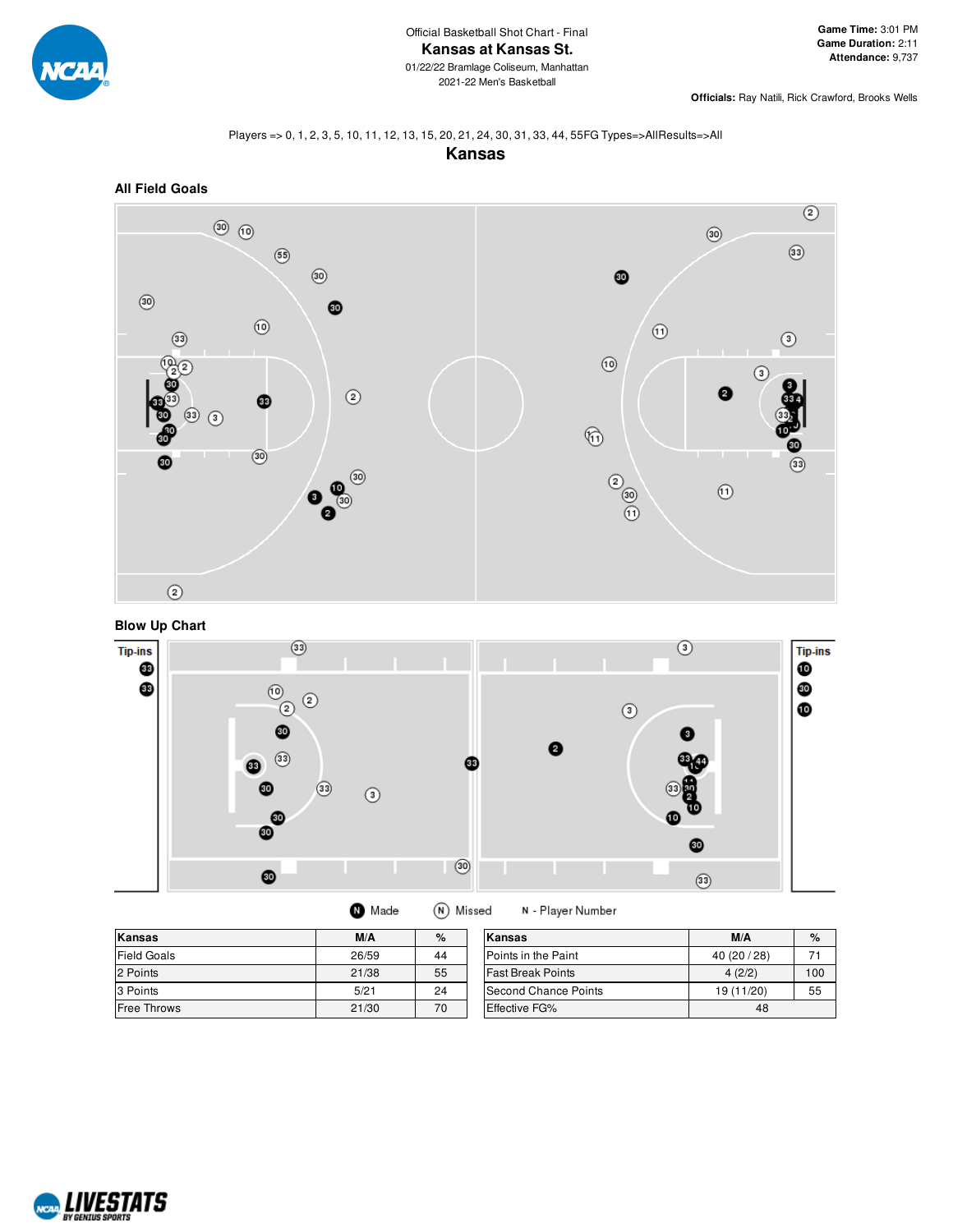Official Basketball Shot Chart - Final

# Kansas at Kansas St.

01/22/22 Bramlage Coliseum, Manhattan

2021-22 Men's Basketball

**Game Time:** 3:01 PM
**Game Duration:** 2:11
**Attendance:** 9,737

**Officials:** Ray Natili, Rick Crawford, Brooks Wells

Players => 0, 1, 2, 3, 5, 10, 11, 12, 13, 15, 20, 21, 24, 30, 31, 33, 44, 55FG Types=>AllResults=>All

## Kansas

### All Field Goals

### Blow Up Chart

Tip-ins

Made | Missed | N - Player Number

| Kansas | M/A | % |
|---|---|---|
| Field Goals | 26/59 | 44 |
| 2 Points | 21/38 | 55 |
| 3 Points | 5/21 | 24 |
| Free Throws | 21/30 | 70 |

| Kansas | M/A | % |
|---|---|---|
| Points in the Paint | 40 (20 / 28) | 71 |
| Fast Break Points | 4 (2/2) | 100 |
| Second Chance Points | 19 (11/20) | 55 |
| Effective FG% | 48 | |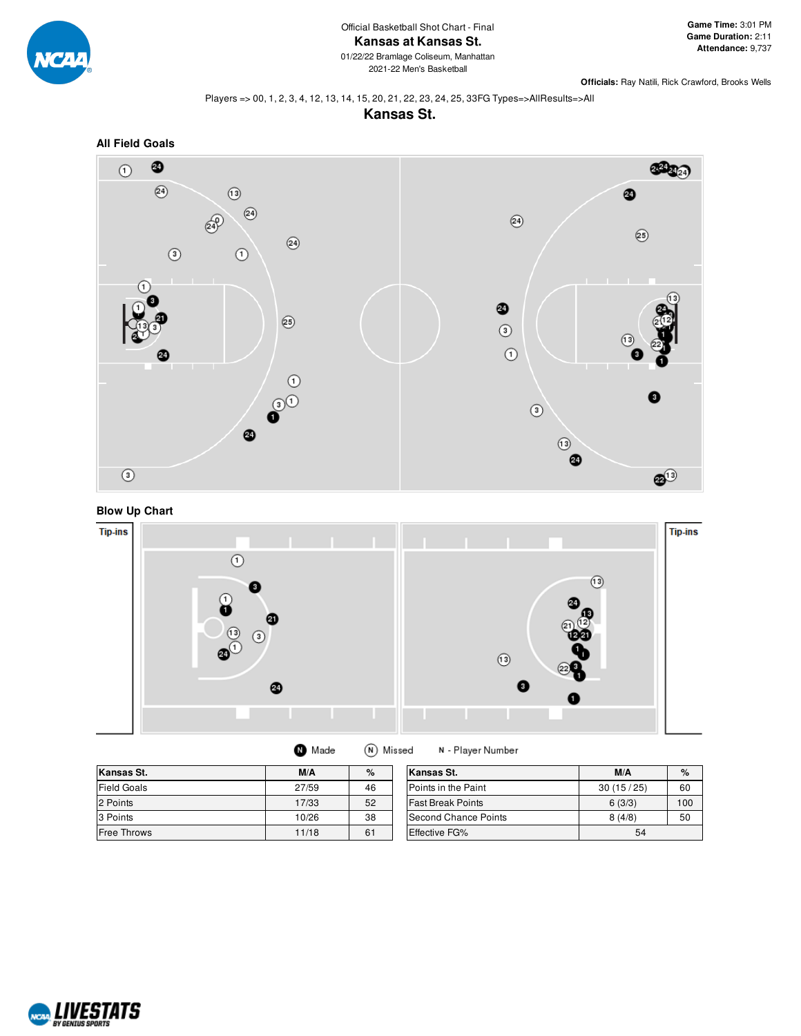Official Basketball Shot Chart - Final

# Kansas at Kansas St.

01/22/22 Bramlage Coliseum, Manhattan

2021-22 Men's Basketball

**Game Time:** 3:01 PM
**Game Duration:** 2:11
**Attendance:** 9,737

**Officials:** Ray Natili, Rick Crawford, Brooks Wells

Players => 00, 1, 2, 3, 4, 12, 13, 14, 15, 20, 21, 22, 23, 24, 25, 33FG Types=>AllResults=>All

## Kansas St.

### All Field Goals

### Blow Up Chart

Tip-ins

Tip-ins

N Made   N Missed   N - Player Number

| Kansas St. | M/A | % |
|---|---|---|
| Field Goals | 27/59 | 46 |
| 2 Points | 17/33 | 52 |
| 3 Points | 10/26 | 38 |
| Free Throws | 11/18 | 61 |

| Kansas St. | M/A | % |
|---|---|---|
| Points in the Paint | 30 (15 / 25) | 60 |
| Fast Break Points | 6 (3/3) | 100 |
| Second Chance Points | 8 (4/8) | 50 |
| Effective FG% | 54 | |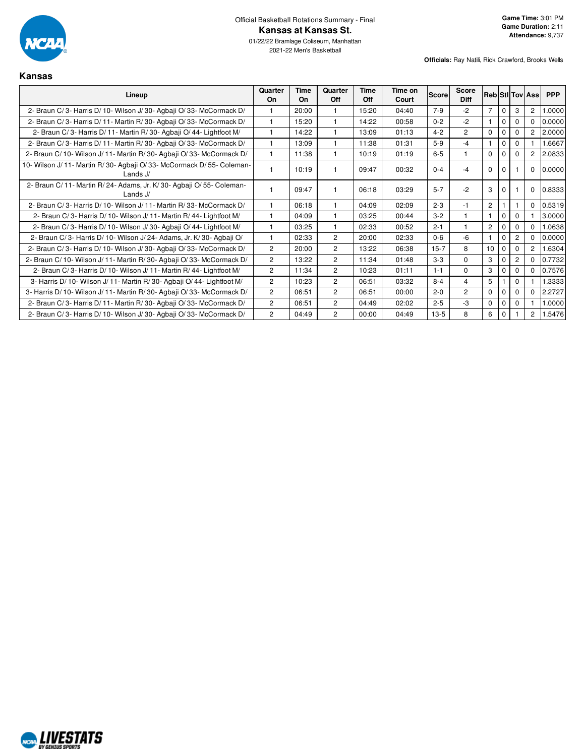Official Basketball Rotations Summary - Final

# Kansas at Kansas St.

01/22/22 Bramlage Coliseum, Manhattan
2021-22 Men's Basketball

**Game Time:** 3:01 PM
**Game Duration:** 2:11
**Attendance:** 9,737

**Officials:** Ray Natili, Rick Crawford, Brooks Wells

## Kansas

| Lineup | Quarter On | Time On | Quarter Off | Time Off | Time on Court | Score | Score Diff | Reb | Stl | Tov | Ass | PPP |
|---|---|---|---|---|---|---|---|---|---|---|---|---|
| 2- Braun C/ 3- Harris D/ 10- Wilson J/ 30- Agbaji O/ 33- McCormack D/ | 1 | 20:00 | 1 | 15:20 | 04:40 | 7-9 | -2 | 7 | 0 | 3 | 2 | 1.0000 |
| 2- Braun C/ 3- Harris D/ 11- Martin R/ 30- Agbaji O/ 33- McCormack D/ | 1 | 15:20 | 1 | 14:22 | 00:58 | 0-2 | -2 | 1 | 0 | 0 | 0 | 0.0000 |
| 2- Braun C/ 3- Harris D/ 11- Martin R/ 30- Agbaji O/ 44- Lightfoot M/ | 1 | 14:22 | 1 | 13:09 | 01:13 | 4-2 | 2 | 0 | 0 | 0 | 2 | 2.0000 |
| 2- Braun C/ 3- Harris D/ 11- Martin R/ 30- Agbaji O/ 33- McCormack D/ | 1 | 13:09 | 1 | 11:38 | 01:31 | 5-9 | -4 | 1 | 0 | 0 | 1 | 1.6667 |
| 2- Braun C/ 10- Wilson J/ 11- Martin R/ 30- Agbaji O/ 33- McCormack D/ | 1 | 11:38 | 1 | 10:19 | 01:19 | 6-5 | 1 | 0 | 0 | 0 | 2 | 2.0833 |
| 10- Wilson J/ 11- Martin R/ 30- Agbaji O/ 33- McCormack D/ 55- Coleman-Lands J/ | 1 | 10:19 | 1 | 09:47 | 00:32 | 0-4 | -4 | 0 | 0 | 1 | 0 | 0.0000 |
| 2- Braun C/ 11- Martin R/ 24- Adams, Jr. K/ 30- Agbaji O/ 55- Coleman-Lands J/ | 1 | 09:47 | 1 | 06:18 | 03:29 | 5-7 | -2 | 3 | 0 | 1 | 0 | 0.8333 |
| 2- Braun C/ 3- Harris D/ 10- Wilson J/ 11- Martin R/ 33- McCormack D/ | 1 | 06:18 | 1 | 04:09 | 02:09 | 2-3 | -1 | 2 | 1 | 1 | 0 | 0.5319 |
| 2- Braun C/ 3- Harris D/ 10- Wilson J/ 11- Martin R/ 44- Lightfoot M/ | 1 | 04:09 | 1 | 03:25 | 00:44 | 3-2 | 1 | 1 | 0 | 0 | 1 | 3.0000 |
| 2- Braun C/ 3- Harris D/ 10- Wilson J/ 30- Agbaji O/ 44- Lightfoot M/ | 1 | 03:25 | 1 | 02:33 | 00:52 | 2-1 | 1 | 2 | 0 | 0 | 0 | 1.0638 |
| 2- Braun C/ 3- Harris D/ 10- Wilson J/ 24- Adams, Jr. K/ 30- Agbaji O/ | 1 | 02:33 | 2 | 20:00 | 02:33 | 0-6 | -6 | 1 | 0 | 2 | 0 | 0.0000 |
| 2- Braun C/ 3- Harris D/ 10- Wilson J/ 30- Agbaji O/ 33- McCormack D/ | 2 | 20:00 | 2 | 13:22 | 06:38 | 15-7 | 8 | 10 | 0 | 0 | 2 | 1.6304 |
| 2- Braun C/ 10- Wilson J/ 11- Martin R/ 30- Agbaji O/ 33- McCormack D/ | 2 | 13:22 | 2 | 11:34 | 01:48 | 3-3 | 0 | 3 | 0 | 2 | 0 | 0.7732 |
| 2- Braun C/ 3- Harris D/ 10- Wilson J/ 11- Martin R/ 44- Lightfoot M/ | 2 | 11:34 | 2 | 10:23 | 01:11 | 1-1 | 0 | 3 | 0 | 0 | 0 | 0.7576 |
| 3- Harris D/ 10- Wilson J/ 11- Martin R/ 30- Agbaji O/ 44- Lightfoot M/ | 2 | 10:23 | 2 | 06:51 | 03:32 | 8-4 | 4 | 5 | 1 | 0 | 1 | 1.3333 |
| 3- Harris D/ 10- Wilson J/ 11- Martin R/ 30- Agbaji O/ 33- McCormack D/ | 2 | 06:51 | 2 | 06:51 | 00:00 | 2-0 | 2 | 0 | 0 | 0 | 0 | 2.2727 |
| 2- Braun C/ 3- Harris D/ 11- Martin R/ 30- Agbaji O/ 33- McCormack D/ | 2 | 06:51 | 2 | 04:49 | 02:02 | 2-5 | -3 | 0 | 0 | 0 | 1 | 1.0000 |
| 2- Braun C/ 3- Harris D/ 10- Wilson J/ 30- Agbaji O/ 33- McCormack D/ | 2 | 04:49 | 2 | 00:00 | 04:49 | 13-5 | 8 | 6 | 0 | 1 | 2 | 1.5476 |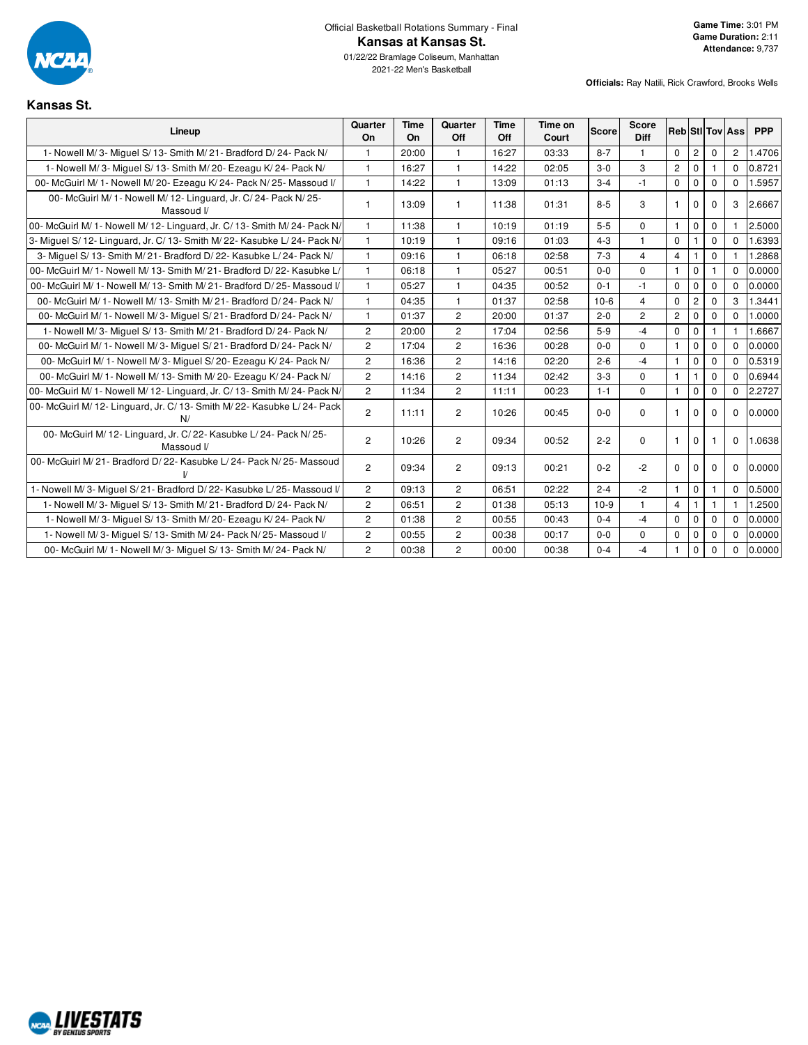Official Basketball Rotations Summary - Final

# Kansas at Kansas St.

01/22/22 Bramlage Coliseum, Manhattan
2021-22 Men's Basketball

**Game Time:** 3:01 PM
**Game Duration:** 2:11
**Attendance:** 9,737

**Officials:** Ray Natili, Rick Crawford, Brooks Wells

## Kansas St.

| Lineup | Quarter On | Time On | Quarter Off | Time Off | Time on Court | Score | Score Diff | Reb | Stl | Tov | Ass | PPP |
|---|---|---|---|---|---|---|---|---|---|---|---|---|
| 1- Nowell M/ 3- Miguel S/ 13- Smith M/ 21- Bradford D/ 24- Pack N/ | 1 | 20:00 | 1 | 16:27 | 03:33 | 8-7 | 1 | 0 | 2 | 0 | 2 | 1.4706 |
| 1- Nowell M/ 3- Miguel S/ 13- Smith M/ 20- Ezeagu K/ 24- Pack N/ | 1 | 16:27 | 1 | 14:22 | 02:05 | 3-0 | 3 | 2 | 0 | 1 | 0 | 0.8721 |
| 00- McGuirl M/ 1- Nowell M/ 20- Ezeagu K/ 24- Pack N/ 25- Massoud I/ | 1 | 14:22 | 1 | 13:09 | 01:13 | 3-4 | -1 | 0 | 0 | 0 | 0 | 1.5957 |
| 00- McGuirl M/ 1- Nowell M/ 12- Linguard, Jr. C/ 24- Pack N/ 25- Massoud I/ | 1 | 13:09 | 1 | 11:38 | 01:31 | 8-5 | 3 | 1 | 0 | 0 | 3 | 2.6667 |
| 00- McGuirl M/ 1- Nowell M/ 12- Linguard, Jr. C/ 13- Smith M/ 24- Pack N/ | 1 | 11:38 | 1 | 10:19 | 01:19 | 5-5 | 0 | 1 | 0 | 0 | 1 | 2.5000 |
| 3- Miguel S/ 12- Linguard, Jr. C/ 13- Smith M/ 22- Kasubke L/ 24- Pack N/ | 1 | 10:19 | 1 | 09:16 | 01:03 | 4-3 | 1 | 0 | 1 | 0 | 0 | 1.6393 |
| 3- Miguel S/ 13- Smith M/ 21- Bradford D/ 22- Kasubke L/ 24- Pack N/ | 1 | 09:16 | 1 | 06:18 | 02:58 | 7-3 | 4 | 4 | 1 | 0 | 1 | 1.2868 |
| 00- McGuirl M/ 1- Nowell M/ 13- Smith M/ 21- Bradford D/ 22- Kasubke L/ | 1 | 06:18 | 1 | 05:27 | 00:51 | 0-0 | 0 | 1 | 0 | 1 | 0 | 0.0000 |
| 00- McGuirl M/ 1- Nowell M/ 13- Smith M/ 21- Bradford D/ 25- Massoud I/ | 1 | 05:27 | 1 | 04:35 | 00:52 | 0-1 | -1 | 0 | 0 | 0 | 0 | 0.0000 |
| 00- McGuirl M/ 1- Nowell M/ 13- Smith M/ 21- Bradford D/ 24- Pack N/ | 1 | 04:35 | 1 | 01:37 | 02:58 | 10-6 | 4 | 0 | 2 | 0 | 3 | 1.3441 |
| 00- McGuirl M/ 1- Nowell M/ 3- Miguel S/ 21- Bradford D/ 24- Pack N/ | 1 | 01:37 | 2 | 20:00 | 01:37 | 2-0 | 2 | 2 | 0 | 0 | 0 | 1.0000 |
| 1- Nowell M/ 3- Miguel S/ 13- Smith M/ 21- Bradford D/ 24- Pack N/ | 2 | 20:00 | 2 | 17:04 | 02:56 | 5-9 | -4 | 0 | 0 | 1 | 1 | 1.6667 |
| 00- McGuirl M/ 1- Nowell M/ 3- Miguel S/ 21- Bradford D/ 24- Pack N/ | 2 | 17:04 | 2 | 16:36 | 00:28 | 0-0 | 0 | 1 | 0 | 0 | 0 | 0.0000 |
| 00- McGuirl M/ 1- Nowell M/ 3- Miguel S/ 20- Ezeagu K/ 24- Pack N/ | 2 | 16:36 | 2 | 14:16 | 02:20 | 2-6 | -4 | 1 | 0 | 0 | 0 | 0.5319 |
| 00- McGuirl M/ 1- Nowell M/ 13- Smith M/ 20- Ezeagu K/ 24- Pack N/ | 2 | 14:16 | 2 | 11:34 | 02:42 | 3-3 | 0 | 1 | 1 | 0 | 0 | 0.6944 |
| 00- McGuirl M/ 1- Nowell M/ 12- Linguard, Jr. C/ 13- Smith M/ 24- Pack N/ | 2 | 11:34 | 2 | 11:11 | 00:23 | 1-1 | 0 | 1 | 0 | 0 | 0 | 2.2727 |
| 00- McGuirl M/ 12- Linguard, Jr. C/ 13- Smith M/ 22- Kasubke L/ 24- Pack N/ | 2 | 11:11 | 2 | 10:26 | 00:45 | 0-0 | 0 | 1 | 0 | 0 | 0 | 0.0000 |
| 00- McGuirl M/ 12- Linguard, Jr. C/ 22- Kasubke L/ 24- Pack N/ 25- Massoud I/ | 2 | 10:26 | 2 | 09:34 | 00:52 | 2-2 | 0 | 1 | 0 | 1 | 0 | 1.0638 |
| 00- McGuirl M/ 21- Bradford D/ 22- Kasubke L/ 24- Pack N/ 25- Massoud I/ | 2 | 09:34 | 2 | 09:13 | 00:21 | 0-2 | -2 | 0 | 0 | 0 | 0 | 0.0000 |
| 1- Nowell M/ 3- Miguel S/ 21- Bradford D/ 22- Kasubke L/ 25- Massoud I/ | 2 | 09:13 | 2 | 06:51 | 02:22 | 2-4 | -2 | 1 | 0 | 1 | 0 | 0.5000 |
| 1- Nowell M/ 3- Miguel S/ 13- Smith M/ 21- Bradford D/ 24- Pack N/ | 2 | 06:51 | 2 | 01:38 | 05:13 | 10-9 | 1 | 4 | 1 | 1 | 1 | 1.2500 |
| 1- Nowell M/ 3- Miguel S/ 13- Smith M/ 20- Ezeagu K/ 24- Pack N/ | 2 | 01:38 | 2 | 00:55 | 00:43 | 0-4 | -4 | 0 | 0 | 0 | 0 | 0.0000 |
| 1- Nowell M/ 3- Miguel S/ 13- Smith M/ 24- Pack N/ 25- Massoud I/ | 2 | 00:55 | 2 | 00:38 | 00:17 | 0-0 | 0 | 0 | 0 | 0 | 0 | 0.0000 |
| 00- McGuirl M/ 1- Nowell M/ 3- Miguel S/ 13- Smith M/ 24- Pack N/ | 2 | 00:38 | 2 | 00:00 | 00:38 | 0-4 | -4 | 1 | 0 | 0 | 0 | 0.0000 |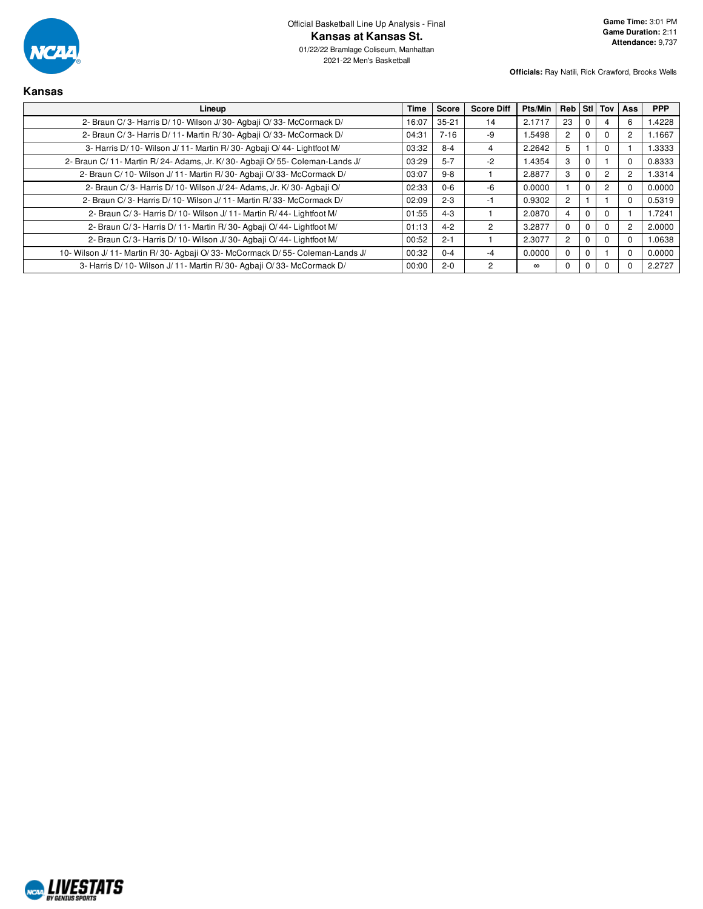Official Basketball Line Up Analysis - Final

# Kansas at Kansas St.

01/22/22 Bramlage Coliseum, Manhattan
2021-22 Men's Basketball

**Game Time:** 3:01 PM
**Game Duration:** 2:11
**Attendance:** 9,737

**Officials:** Ray Natili, Rick Crawford, Brooks Wells

## Kansas

| Lineup | Time | Score | Score Diff | Pts/Min | Reb | Stl | Tov | Ass | PPP |
|---|---|---|---|---|---|---|---|---|---|
| 2- Braun C/ 3- Harris D/ 10- Wilson J/ 30- Agbaji O/ 33- McCormack D/ | 16:07 | 35-21 | 14 | 2.1717 | 23 | 0 | 4 | 6 | 1.4228 |
| 2- Braun C/ 3- Harris D/ 11- Martin R/ 30- Agbaji O/ 33- McCormack D/ | 04:31 | 7-16 | -9 | 1.5498 | 2 | 0 | 0 | 2 | 1.1667 |
| 3- Harris D/ 10- Wilson J/ 11- Martin R/ 30- Agbaji O/ 44- Lightfoot M/ | 03:32 | 8-4 | 4 | 2.2642 | 5 | 1 | 0 | 1 | 1.3333 |
| 2- Braun C/ 11- Martin R/ 24- Adams, Jr. K/ 30- Agbaji O/ 55- Coleman-Lands J/ | 03:29 | 5-7 | -2 | 1.4354 | 3 | 0 | 1 | 0 | 0.8333 |
| 2- Braun C/ 10- Wilson J/ 11- Martin R/ 30- Agbaji O/ 33- McCormack D/ | 03:07 | 9-8 | 1 | 2.8877 | 3 | 0 | 2 | 2 | 1.3314 |
| 2- Braun C/ 3- Harris D/ 10- Wilson J/ 24- Adams, Jr. K/ 30- Agbaji O/ | 02:33 | 0-6 | -6 | 0.0000 | 1 | 0 | 2 | 0 | 0.0000 |
| 2- Braun C/ 3- Harris D/ 10- Wilson J/ 11- Martin R/ 33- McCormack D/ | 02:09 | 2-3 | -1 | 0.9302 | 2 | 1 | 1 | 0 | 0.5319 |
| 2- Braun C/ 3- Harris D/ 10- Wilson J/ 11- Martin R/ 44- Lightfoot M/ | 01:55 | 4-3 | 1 | 2.0870 | 4 | 0 | 0 | 1 | 1.7241 |
| 2- Braun C/ 3- Harris D/ 11- Martin R/ 30- Agbaji O/ 44- Lightfoot M/ | 01:13 | 4-2 | 2 | 3.2877 | 0 | 0 | 0 | 2 | 2.0000 |
| 2- Braun C/ 3- Harris D/ 10- Wilson J/ 30- Agbaji O/ 44- Lightfoot M/ | 00:52 | 2-1 | 1 | 2.3077 | 2 | 0 | 0 | 0 | 1.0638 |
| 10- Wilson J/ 11- Martin R/ 30- Agbaji O/ 33- McCormack D/ 55- Coleman-Lands J/ | 00:32 | 0-4 | -4 | 0.0000 | 0 | 0 | 1 | 0 | 0.0000 |
| 3- Harris D/ 10- Wilson J/ 11- Martin R/ 30- Agbaji O/ 33- McCormack D/ | 00:00 | 2-0 | 2 | ∞ | 0 | 0 | 0 | 0 | 2.2727 |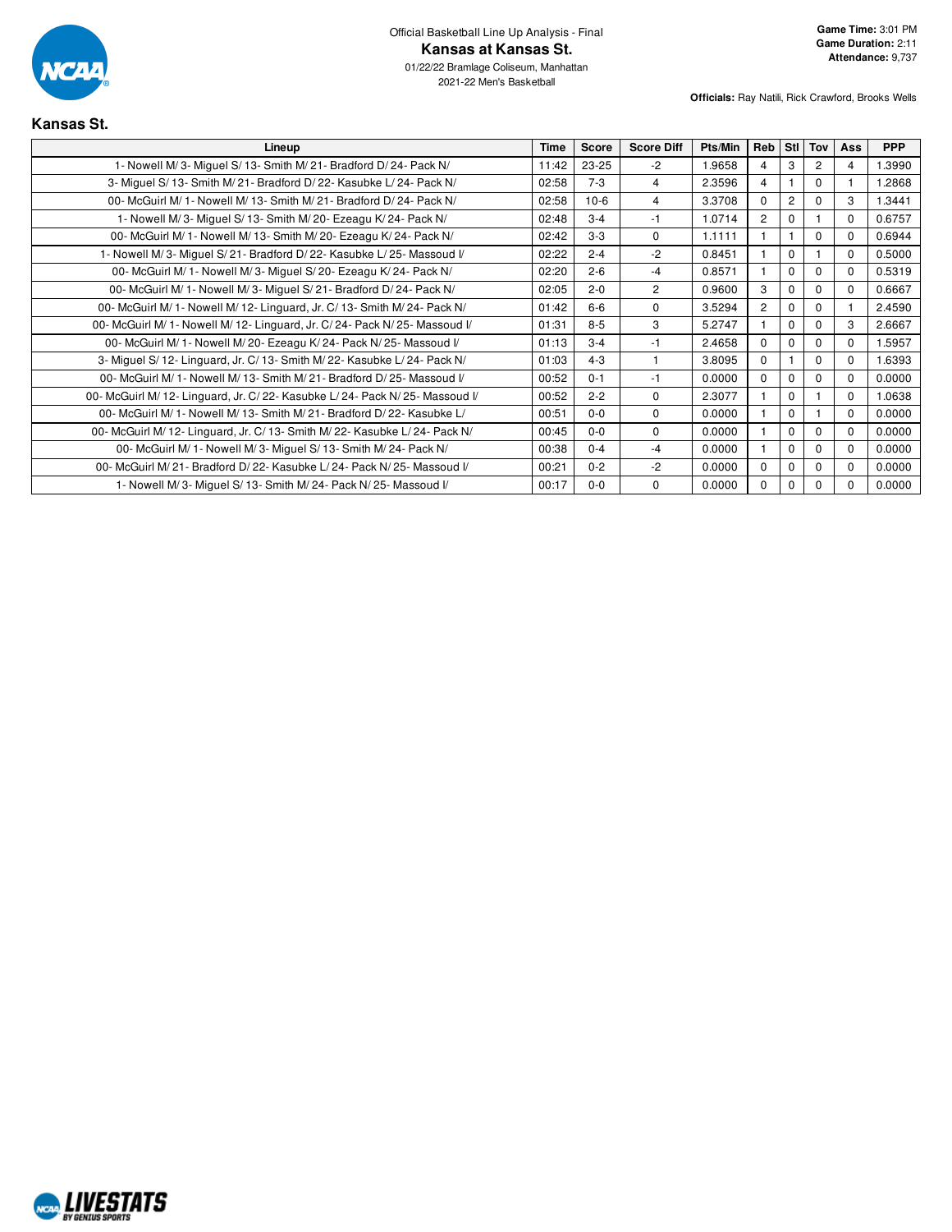Official Basketball Line Up Analysis - Final

# Kansas at Kansas St.

01/22/22 Bramlage Coliseum, Manhattan

2021-22 Men's Basketball

**Game Time:** 3:01 PM
**Game Duration:** 2:11
**Attendance:** 9,737

**Officials:** Ray Natili, Rick Crawford, Brooks Wells

## Kansas St.

| Lineup | Time | Score | Score Diff | Pts/Min | Reb | Stl | Tov | Ass | PPP |
|---|---|---|---|---|---|---|---|---|---|
| 1- Nowell M/ 3- Miguel S/ 13- Smith M/ 21- Bradford D/ 24- Pack N/ | 11:42 | 23-25 | -2 | 1.9658 | 4 | 3 | 2 | 4 | 1.3990 |
| 3- Miguel S/ 13- Smith M/ 21- Bradford D/ 22- Kasubke L/ 24- Pack N/ | 02:58 | 7-3 | 4 | 2.3596 | 4 | 1 | 0 | 1 | 1.2868 |
| 00- McGuirl M/ 1- Nowell M/ 13- Smith M/ 21- Bradford D/ 24- Pack N/ | 02:58 | 10-6 | 4 | 3.3708 | 0 | 2 | 0 | 3 | 1.3441 |
| 1- Nowell M/ 3- Miguel S/ 13- Smith M/ 20- Ezeagu K/ 24- Pack N/ | 02:48 | 3-4 | -1 | 1.0714 | 2 | 0 | 1 | 0 | 0.6757 |
| 00- McGuirl M/ 1- Nowell M/ 13- Smith M/ 20- Ezeagu K/ 24- Pack N/ | 02:42 | 3-3 | 0 | 1.1111 | 1 | 1 | 0 | 0 | 0.6944 |
| 1- Nowell M/ 3- Miguel S/ 21- Bradford D/ 22- Kasubke L/ 25- Massoud I/ | 02:22 | 2-4 | -2 | 0.8451 | 1 | 0 | 1 | 0 | 0.5000 |
| 00- McGuirl M/ 1- Nowell M/ 3- Miguel S/ 20- Ezeagu K/ 24- Pack N/ | 02:20 | 2-6 | -4 | 0.8571 | 1 | 0 | 0 | 0 | 0.5319 |
| 00- McGuirl M/ 1- Nowell M/ 3- Miguel S/ 21- Bradford D/ 24- Pack N/ | 02:05 | 2-0 | 2 | 0.9600 | 3 | 0 | 0 | 0 | 0.6667 |
| 00- McGuirl M/ 1- Nowell M/ 12- Linguard, Jr. C/ 13- Smith M/ 24- Pack N/ | 01:42 | 6-6 | 0 | 3.5294 | 2 | 0 | 0 | 1 | 2.4590 |
| 00- McGuirl M/ 1- Nowell M/ 12- Linguard, Jr. C/ 24- Pack N/ 25- Massoud I/ | 01:31 | 8-5 | 3 | 5.2747 | 1 | 0 | 0 | 3 | 2.6667 |
| 00- McGuirl M/ 1- Nowell M/ 20- Ezeagu K/ 24- Pack N/ 25- Massoud I/ | 01:13 | 3-4 | -1 | 2.4658 | 0 | 0 | 0 | 0 | 1.5957 |
| 3- Miguel S/ 12- Linguard, Jr. C/ 13- Smith M/ 22- Kasubke L/ 24- Pack N/ | 01:03 | 4-3 | 1 | 3.8095 | 0 | 1 | 0 | 0 | 1.6393 |
| 00- McGuirl M/ 1- Nowell M/ 13- Smith M/ 21- Bradford D/ 25- Massoud I/ | 00:52 | 0-1 | -1 | 0.0000 | 0 | 0 | 0 | 0 | 0.0000 |
| 00- McGuirl M/ 12- Linguard, Jr. C/ 22- Kasubke L/ 24- Pack N/ 25- Massoud I/ | 00:52 | 2-2 | 0 | 2.3077 | 1 | 0 | 1 | 0 | 1.0638 |
| 00- McGuirl M/ 1- Nowell M/ 13- Smith M/ 21- Bradford D/ 22- Kasubke L/ | 00:51 | 0-0 | 0 | 0.0000 | 1 | 0 | 1 | 0 | 0.0000 |
| 00- McGuirl M/ 12- Linguard, Jr. C/ 13- Smith M/ 22- Kasubke L/ 24- Pack N/ | 00:45 | 0-0 | 0 | 0.0000 | 1 | 0 | 0 | 0 | 0.0000 |
| 00- McGuirl M/ 1- Nowell M/ 3- Miguel S/ 13- Smith M/ 24- Pack N/ | 00:38 | 0-4 | -4 | 0.0000 | 1 | 0 | 0 | 0 | 0.0000 |
| 00- McGuirl M/ 21- Bradford D/ 22- Kasubke L/ 24- Pack N/ 25- Massoud I/ | 00:21 | 0-2 | -2 | 0.0000 | 0 | 0 | 0 | 0 | 0.0000 |
| 1- Nowell M/ 3- Miguel S/ 13- Smith M/ 24- Pack N/ 25- Massoud I/ | 00:17 | 0-0 | 0 | 0.0000 | 0 | 0 | 0 | 0 | 0.0000 |